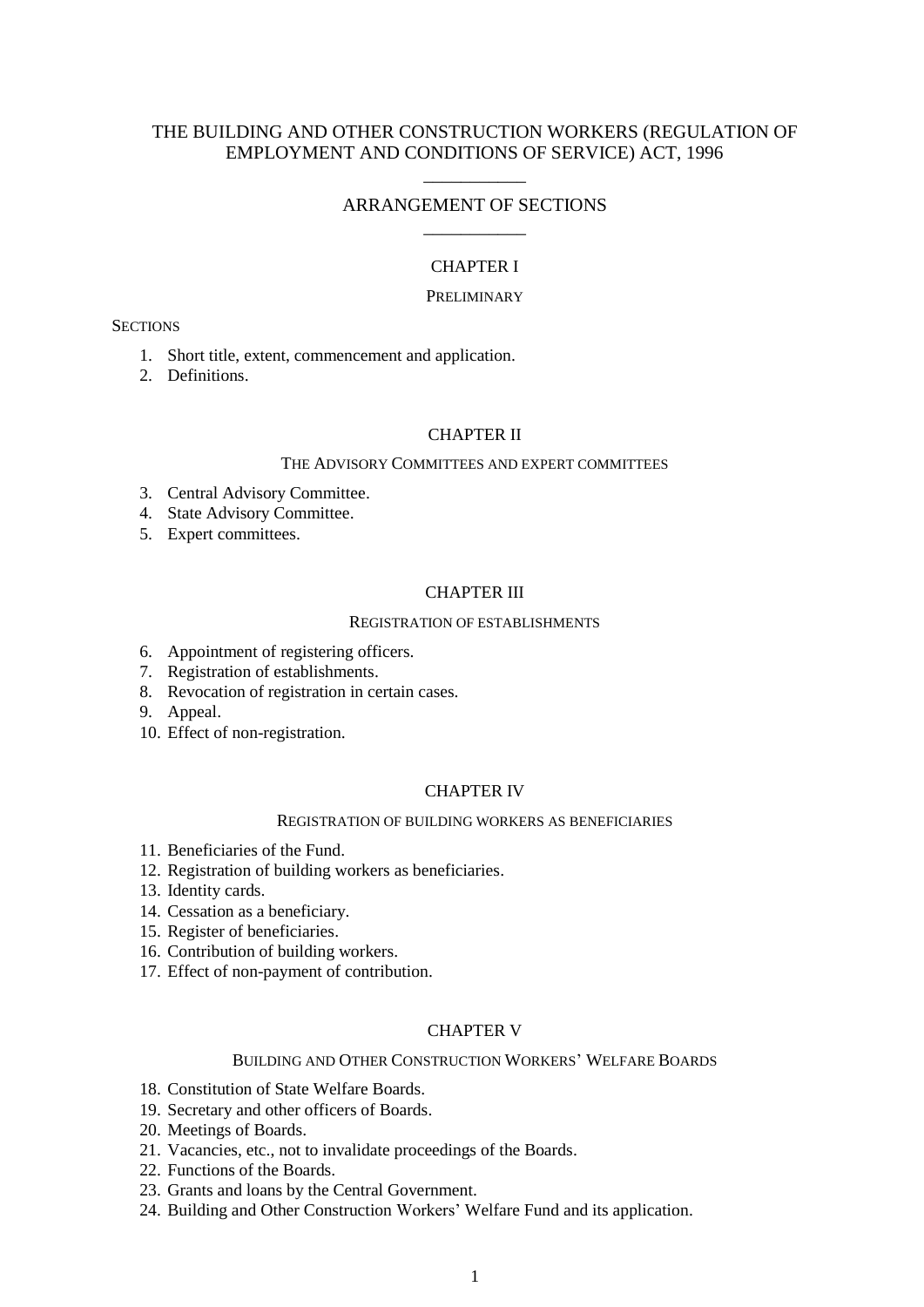# THE BUILDING AND OTHER CONSTRUCTION WORKERS (REGULATION OF EMPLOYMENT AND CONDITIONS OF SERVICE) ACT, 1996

## ARRANGEMENT OF SECTIONS

### CHAPTER I

PRELIMINARY

SECTIONS

1. Short title, extent, commencement and application.
2. Definitions.

### CHAPTER II

THE ADVISORY COMMITTEES AND EXPERT COMMITTEES

3. Central Advisory Committee.
4. State Advisory Committee.
5. Expert committees.

### CHAPTER III

REGISTRATION OF ESTABLISHMENTS

6. Appointment of registering officers.
7. Registration of establishments.
8. Revocation of registration in certain cases.
9. Appeal.
10. Effect of non-registration.

### CHAPTER IV

REGISTRATION OF BUILDING WORKERS AS BENEFICIARIES

11. Beneficiaries of the Fund.
12. Registration of building workers as beneficiaries.
13. Identity cards.
14. Cessation as a beneficiary.
15. Register of beneficiaries.
16. Contribution of building workers.
17. Effect of non-payment of contribution.

### CHAPTER V

BUILDING AND OTHER CONSTRUCTION WORKERS' WELFARE BOARDS

18. Constitution of State Welfare Boards.
19. Secretary and other officers of Boards.
20. Meetings of Boards.
21. Vacancies, etc., not to invalidate proceedings of the Boards.
22. Functions of the Boards.
23. Grants and loans by the Central Government.
24. Building and Other Construction Workers' Welfare Fund and its application.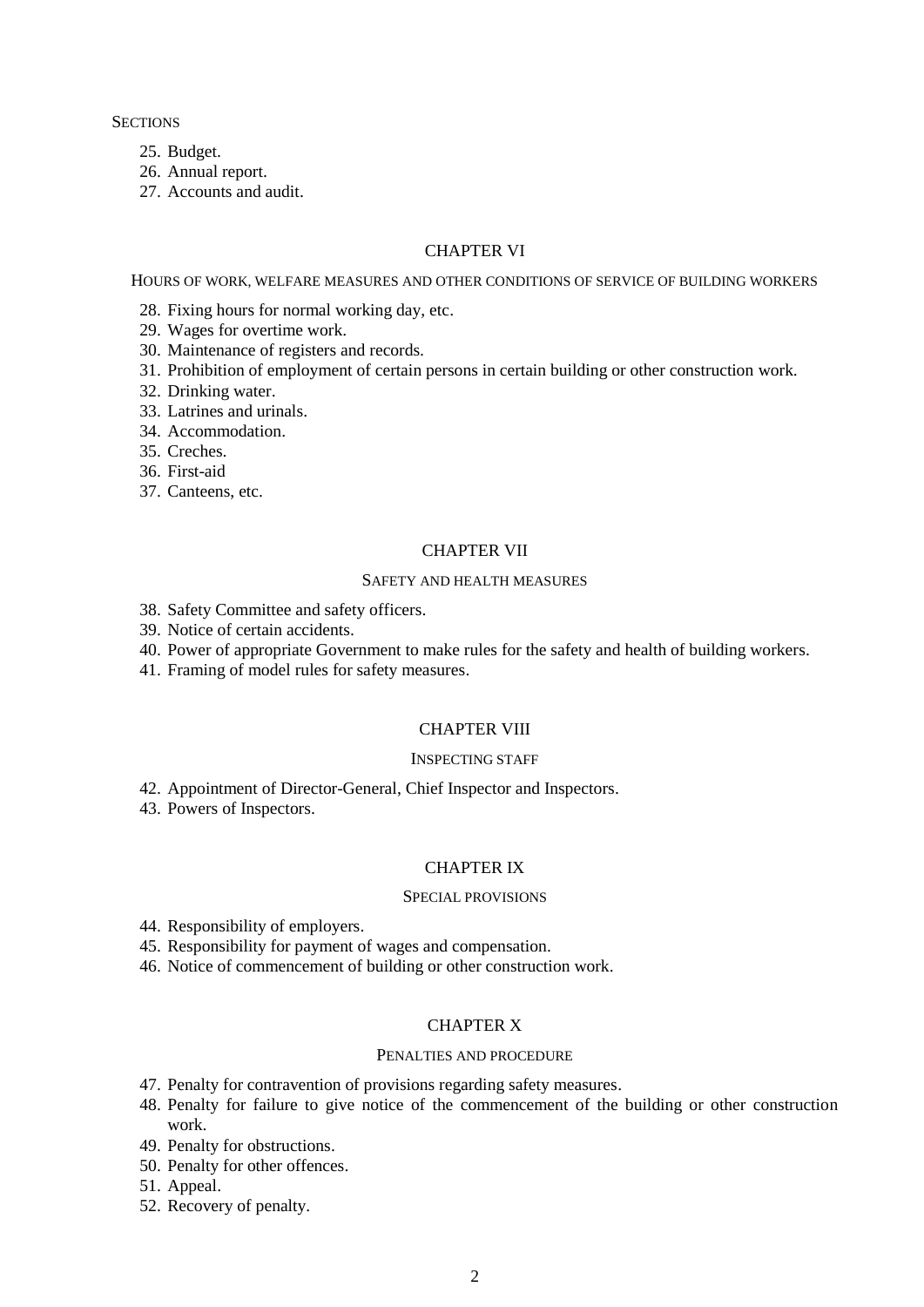SECTIONS

25. Budget.
26. Annual report.
27. Accounts and audit.

## CHAPTER VI

### HOURS OF WORK, WELFARE MEASURES AND OTHER CONDITIONS OF SERVICE OF BUILDING WORKERS

28. Fixing hours for normal working day, etc.
29. Wages for overtime work.
30. Maintenance of registers and records.
31. Prohibition of employment of certain persons in certain building or other construction work.
32. Drinking water.
33. Latrines and urinals.
34. Accommodation.
35. Creches.
36. First-aid
37. Canteens, etc.

## CHAPTER VII

### SAFETY AND HEALTH MEASURES

38. Safety Committee and safety officers.
39. Notice of certain accidents.
40. Power of appropriate Government to make rules for the safety and health of building workers.
41. Framing of model rules for safety measures.

## CHAPTER VIII

### INSPECTING STAFF

42. Appointment of Director-General, Chief Inspector and Inspectors.
43. Powers of Inspectors.

## CHAPTER IX

### SPECIAL PROVISIONS

44. Responsibility of employers.
45. Responsibility for payment of wages and compensation.
46. Notice of commencement of building or other construction work.

## CHAPTER X

### PENALTIES AND PROCEDURE

47. Penalty for contravention of provisions regarding safety measures.
48. Penalty for failure to give notice of the commencement of the building or other construction work.
49. Penalty for obstructions.
50. Penalty for other offences.
51. Appeal.
52. Recovery of penalty.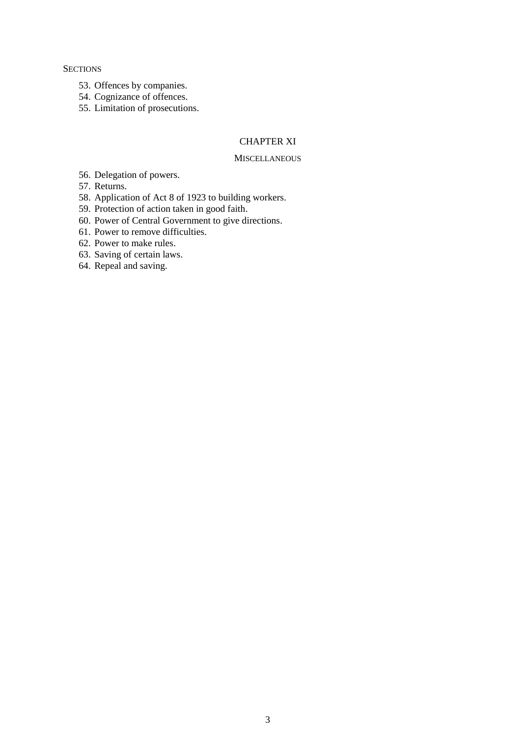SECTIONS

53. Offences by companies.
54. Cognizance of offences.
55. Limitation of prosecutions.

## CHAPTER XI

### MISCELLANEOUS

56. Delegation of powers.
57. Returns.
58. Application of Act 8 of 1923 to building workers.
59. Protection of action taken in good faith.
60. Power of Central Government to give directions.
61. Power to remove difficulties.
62. Power to make rules.
63. Saving of certain laws.
64. Repeal and saving.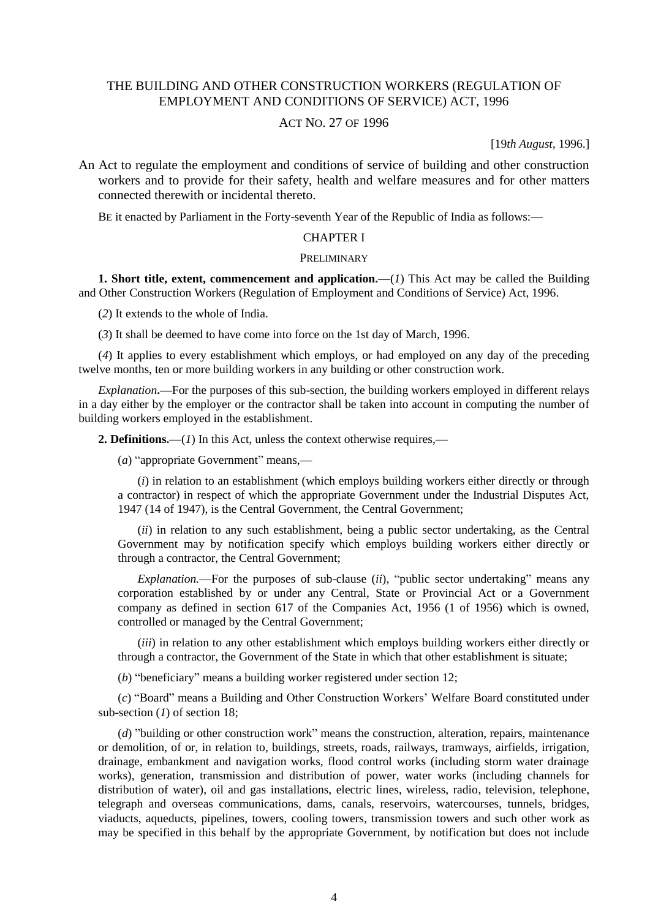# THE BUILDING AND OTHER CONSTRUCTION WORKERS (REGULATION OF EMPLOYMENT AND CONDITIONS OF SERVICE) ACT, 1996

## ACT NO. 27 OF 1996

[19*th August*, 1996.]

An Act to regulate the employment and conditions of service of building and other construction workers and to provide for their safety, health and welfare measures and for other matters connected therewith or incidental thereto.

BE it enacted by Parliament in the Forty-seventh Year of the Republic of India as follows:—

## CHAPTER I

### PRELIMINARY

**1. Short title, extent, commencement and application.**—(*1*) This Act may be called the Building and Other Construction Workers (Regulation of Employment and Conditions of Service) Act, 1996.

(*2*) It extends to the whole of India.

(*3*) It shall be deemed to have come into force on the 1st day of March, 1996.

(*4*) It applies to every establishment which employs, or had employed on any day of the preceding twelve months, ten or more building workers in any building or other construction work.

*Explanation*.—For the purposes of this sub-section, the building workers employed in different relays in a day either by the employer or the contractor shall be taken into account in computing the number of building workers employed in the establishment.

**2. Definitions.**—(*1*) In this Act, unless the context otherwise requires,—

(*a*) "appropriate Government" means,—

(*i*) in relation to an establishment (which employs building workers either directly or through a contractor) in respect of which the appropriate Government under the Industrial Disputes Act, 1947 (14 of 1947), is the Central Government, the Central Government;

(*ii*) in relation to any such establishment, being a public sector undertaking, as the Central Government may by notification specify which employs building workers either directly or through a contractor, the Central Government;

*Explanation.*—For the purposes of sub-clause (*ii*), "public sector undertaking" means any corporation established by or under any Central, State or Provincial Act or a Government company as defined in section 617 of the Companies Act, 1956 (1 of 1956) which is owned, controlled or managed by the Central Government;

(*iii*) in relation to any other establishment which employs building workers either directly or through a contractor, the Government of the State in which that other establishment is situate;

(*b*) "beneficiary" means a building worker registered under section 12;

(*c*) "Board" means a Building and Other Construction Workers' Welfare Board constituted under sub-section (*1*) of section 18;

(*d*) "building or other construction work" means the construction, alteration, repairs, maintenance or demolition, of or, in relation to, buildings, streets, roads, railways, tramways, airfields, irrigation, drainage, embankment and navigation works, flood control works (including storm water drainage works), generation, transmission and distribution of power, water works (including channels for distribution of water), oil and gas installations, electric lines, wireless, radio, television, telephone, telegraph and overseas communications, dams, canals, reservoirs, watercourses, tunnels, bridges, viaducts, aqueducts, pipelines, towers, cooling towers, transmission towers and such other work as may be specified in this behalf by the appropriate Government, by notification but does not include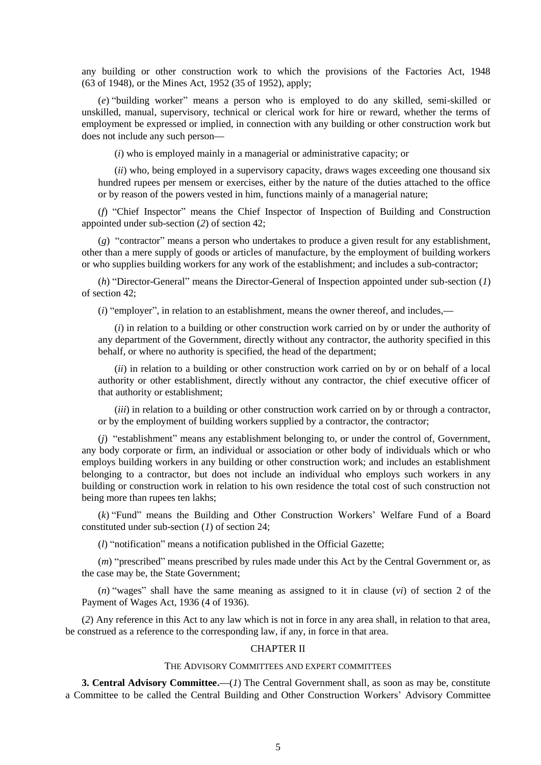any building or other construction work to which the provisions of the Factories Act, 1948 (63 of 1948), or the Mines Act, 1952 (35 of 1952), apply;

(*e*) "building worker" means a person who is employed to do any skilled, semi-skilled or unskilled, manual, supervisory, technical or clerical work for hire or reward, whether the terms of employment be expressed or implied, in connection with any building or other construction work but does not include any such person—

(*i*) who is employed mainly in a managerial or administrative capacity; or

(*ii*) who, being employed in a supervisory capacity, draws wages exceeding one thousand six hundred rupees per mensem or exercises, either by the nature of the duties attached to the office or by reason of the powers vested in him, functions mainly of a managerial nature;

(*f*) "Chief Inspector" means the Chief Inspector of Inspection of Building and Construction appointed under sub-section (*2*) of section 42;

(*g*) "contractor" means a person who undertakes to produce a given result for any establishment, other than a mere supply of goods or articles of manufacture, by the employment of building workers or who supplies building workers for any work of the establishment; and includes a sub-contractor;

(*h*) "Director-General" means the Director-General of Inspection appointed under sub-section (*1*) of section 42;

(*i*) "employer", in relation to an establishment, means the owner thereof, and includes,—

(*i*) in relation to a building or other construction work carried on by or under the authority of any department of the Government, directly without any contractor, the authority specified in this behalf, or where no authority is specified, the head of the department;

(*ii*) in relation to a building or other construction work carried on by or on behalf of a local authority or other establishment, directly without any contractor, the chief executive officer of that authority or establishment;

(*iii*) in relation to a building or other construction work carried on by or through a contractor, or by the employment of building workers supplied by a contractor, the contractor;

(*j*) "establishment" means any establishment belonging to, or under the control of, Government, any body corporate or firm, an individual or association or other body of individuals which or who employs building workers in any building or other construction work; and includes an establishment belonging to a contractor, but does not include an individual who employs such workers in any building or construction work in relation to his own residence the total cost of such construction not being more than rupees ten lakhs;

(*k*) "Fund" means the Building and Other Construction Workers' Welfare Fund of a Board constituted under sub-section (*1*) of section 24;

(*l*) "notification" means a notification published in the Official Gazette;

(*m*) "prescribed" means prescribed by rules made under this Act by the Central Government or, as the case may be, the State Government;

(*n*) "wages" shall have the same meaning as assigned to it in clause (*vi*) of section 2 of the Payment of Wages Act, 1936 (4 of 1936).

(*2*) Any reference in this Act to any law which is not in force in any area shall, in relation to that area, be construed as a reference to the corresponding law, if any, in force in that area.

## CHAPTER II

### THE ADVISORY COMMITTEES AND EXPERT COMMITTEES

**3. Central Advisory Committee.**—(*1*) The Central Government shall, as soon as may be, constitute a Committee to be called the Central Building and Other Construction Workers' Advisory Committee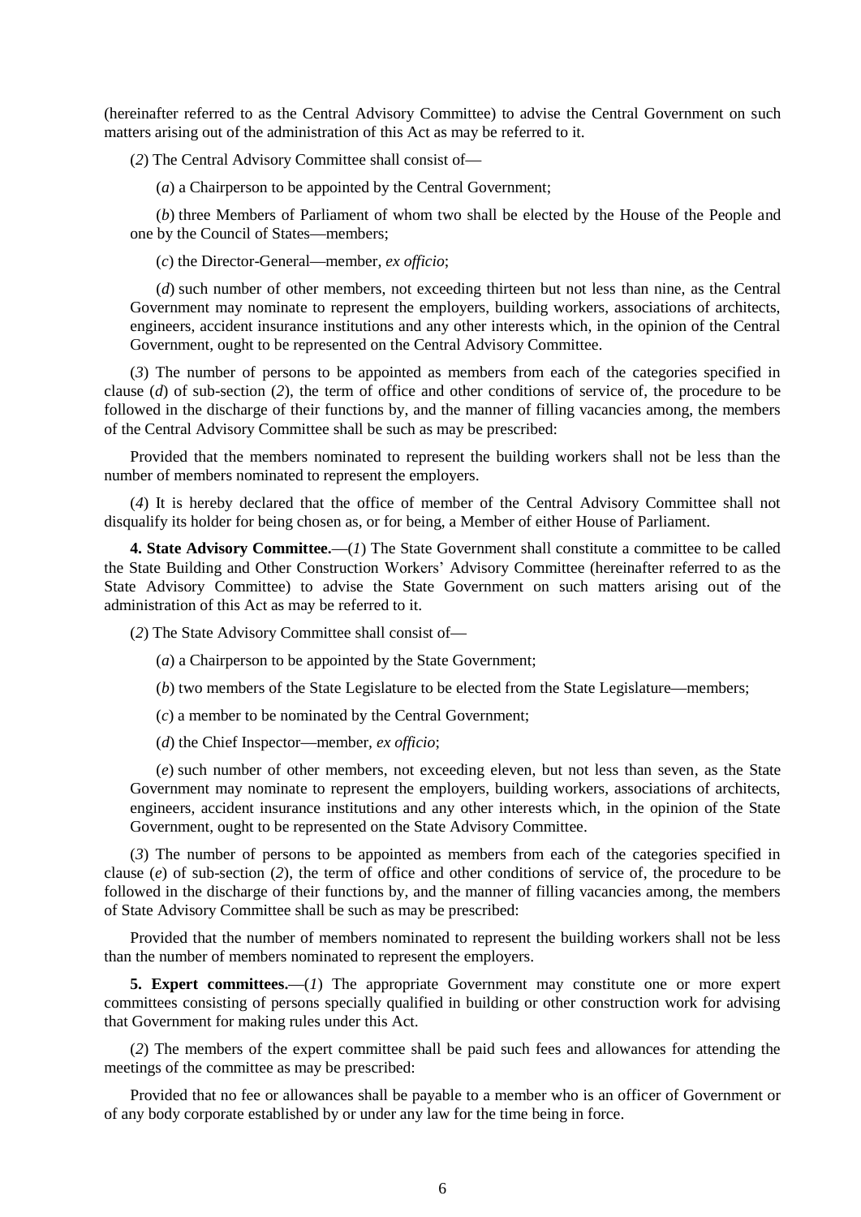(hereinafter referred to as the Central Advisory Committee) to advise the Central Government on such matters arising out of the administration of this Act as may be referred to it.

(*2*) The Central Advisory Committee shall consist of—

(*a*) a Chairperson to be appointed by the Central Government;

(*b*) three Members of Parliament of whom two shall be elected by the House of the People and one by the Council of States—members;

(*c*) the Director-General—member, *ex officio*;

(*d*) such number of other members, not exceeding thirteen but not less than nine, as the Central Government may nominate to represent the employers, building workers, associations of architects, engineers, accident insurance institutions and any other interests which, in the opinion of the Central Government, ought to be represented on the Central Advisory Committee.

(*3*) The number of persons to be appointed as members from each of the categories specified in clause (*d*) of sub-section (*2*), the term of office and other conditions of service of, the procedure to be followed in the discharge of their functions by, and the manner of filling vacancies among, the members of the Central Advisory Committee shall be such as may be prescribed:

Provided that the members nominated to represent the building workers shall not be less than the number of members nominated to represent the employers.

(*4*) It is hereby declared that the office of member of the Central Advisory Committee shall not disqualify its holder for being chosen as, or for being, a Member of either House of Parliament.

**4. State Advisory Committee.**—(*1*) The State Government shall constitute a committee to be called the State Building and Other Construction Workers' Advisory Committee (hereinafter referred to as the State Advisory Committee) to advise the State Government on such matters arising out of the administration of this Act as may be referred to it.

(*2*) The State Advisory Committee shall consist of—

(*a*) a Chairperson to be appointed by the State Government;

(*b*) two members of the State Legislature to be elected from the State Legislature—members;

(*c*) a member to be nominated by the Central Government;

(*d*) the Chief Inspector—member, *ex officio*;

(*e*) such number of other members, not exceeding eleven, but not less than seven, as the State Government may nominate to represent the employers, building workers, associations of architects, engineers, accident insurance institutions and any other interests which, in the opinion of the State Government, ought to be represented on the State Advisory Committee.

(*3*) The number of persons to be appointed as members from each of the categories specified in clause (*e*) of sub-section (*2*), the term of office and other conditions of service of, the procedure to be followed in the discharge of their functions by, and the manner of filling vacancies among, the members of State Advisory Committee shall be such as may be prescribed:

Provided that the number of members nominated to represent the building workers shall not be less than the number of members nominated to represent the employers.

**5. Expert committees.**—(*1*) The appropriate Government may constitute one or more expert committees consisting of persons specially qualified in building or other construction work for advising that Government for making rules under this Act.

(*2*) The members of the expert committee shall be paid such fees and allowances for attending the meetings of the committee as may be prescribed:

Provided that no fee or allowances shall be payable to a member who is an officer of Government or of any body corporate established by or under any law for the time being in force.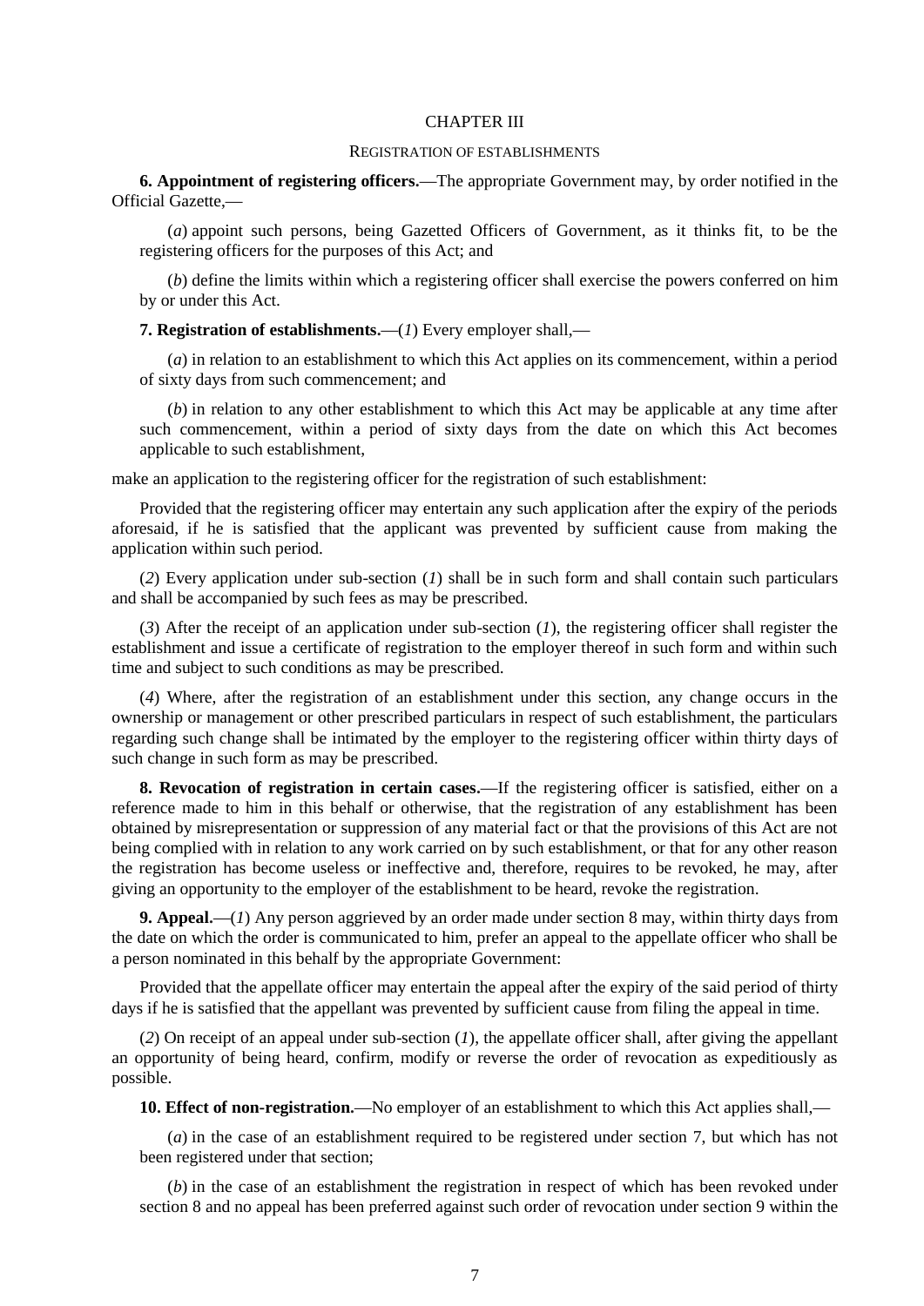## CHAPTER III

### REGISTRATION OF ESTABLISHMENTS

**6. Appointment of registering officers.**—The appropriate Government may, by order notified in the Official Gazette,—

(*a*) appoint such persons, being Gazetted Officers of Government, as it thinks fit, to be the registering officers for the purposes of this Act; and

(*b*) define the limits within which a registering officer shall exercise the powers conferred on him by or under this Act.

**7. Registration of establishments.**—(*1*) Every employer shall,—

(*a*) in relation to an establishment to which this Act applies on its commencement, within a period of sixty days from such commencement; and

(*b*) in relation to any other establishment to which this Act may be applicable at any time after such commencement, within a period of sixty days from the date on which this Act becomes applicable to such establishment,

make an application to the registering officer for the registration of such establishment:

Provided that the registering officer may entertain any such application after the expiry of the periods aforesaid, if he is satisfied that the applicant was prevented by sufficient cause from making the application within such period.

(*2*) Every application under sub-section (*1*) shall be in such form and shall contain such particulars and shall be accompanied by such fees as may be prescribed.

(*3*) After the receipt of an application under sub-section (*1*), the registering officer shall register the establishment and issue a certificate of registration to the employer thereof in such form and within such time and subject to such conditions as may be prescribed.

(*4*) Where, after the registration of an establishment under this section, any change occurs in the ownership or management or other prescribed particulars in respect of such establishment, the particulars regarding such change shall be intimated by the employer to the registering officer within thirty days of such change in such form as may be prescribed.

**8. Revocation of registration in certain cases.**—If the registering officer is satisfied, either on a reference made to him in this behalf or otherwise, that the registration of any establishment has been obtained by misrepresentation or suppression of any material fact or that the provisions of this Act are not being complied with in relation to any work carried on by such establishment, or that for any other reason the registration has become useless or ineffective and, therefore, requires to be revoked, he may, after giving an opportunity to the employer of the establishment to be heard, revoke the registration.

**9. Appeal.**—(*1*) Any person aggrieved by an order made under section 8 may, within thirty days from the date on which the order is communicated to him, prefer an appeal to the appellate officer who shall be a person nominated in this behalf by the appropriate Government:

Provided that the appellate officer may entertain the appeal after the expiry of the said period of thirty days if he is satisfied that the appellant was prevented by sufficient cause from filing the appeal in time.

(*2*) On receipt of an appeal under sub-section (*1*), the appellate officer shall, after giving the appellant an opportunity of being heard, confirm, modify or reverse the order of revocation as expeditiously as possible.

**10. Effect of non-registration.**—No employer of an establishment to which this Act applies shall,—

(*a*) in the case of an establishment required to be registered under section 7, but which has not been registered under that section;

(*b*) in the case of an establishment the registration in respect of which has been revoked under section 8 and no appeal has been preferred against such order of revocation under section 9 within the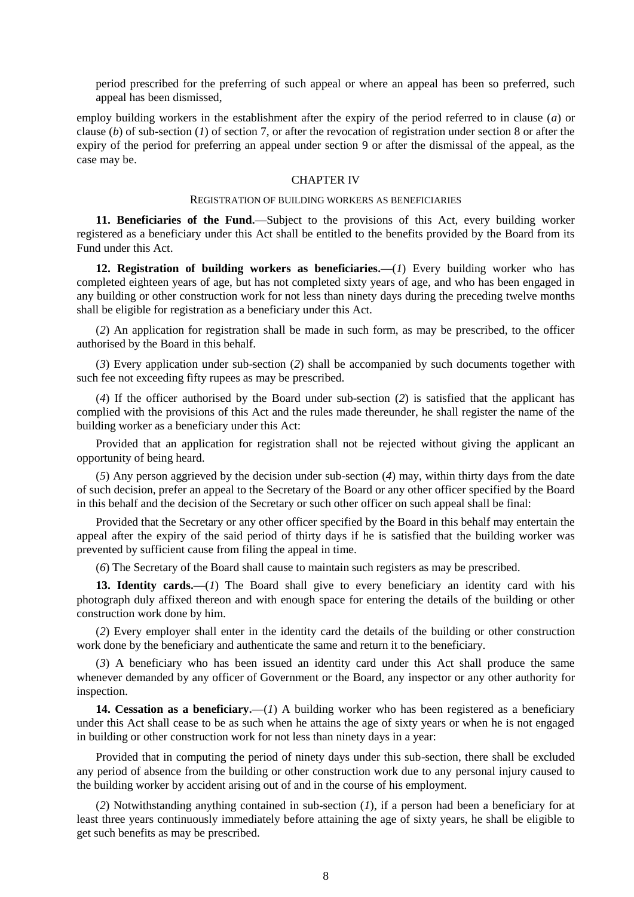period prescribed for the preferring of such appeal or where an appeal has been so preferred, such appeal has been dismissed,

employ building workers in the establishment after the expiry of the period referred to in clause (*a*) or clause (*b*) of sub-section (*1*) of section 7, or after the revocation of registration under section 8 or after the expiry of the period for preferring an appeal under section 9 or after the dismissal of the appeal, as the case may be.

## CHAPTER IV

### REGISTRATION OF BUILDING WORKERS AS BENEFICIARIES

**11. Beneficiaries of the Fund.**—Subject to the provisions of this Act, every building worker registered as a beneficiary under this Act shall be entitled to the benefits provided by the Board from its Fund under this Act.

**12. Registration of building workers as beneficiaries.**—(*1*) Every building worker who has completed eighteen years of age, but has not completed sixty years of age, and who has been engaged in any building or other construction work for not less than ninety days during the preceding twelve months shall be eligible for registration as a beneficiary under this Act.

(*2*) An application for registration shall be made in such form, as may be prescribed, to the officer authorised by the Board in this behalf.

(*3*) Every application under sub-section (*2*) shall be accompanied by such documents together with such fee not exceeding fifty rupees as may be prescribed.

(*4*) If the officer authorised by the Board under sub-section (*2*) is satisfied that the applicant has complied with the provisions of this Act and the rules made thereunder, he shall register the name of the building worker as a beneficiary under this Act:

Provided that an application for registration shall not be rejected without giving the applicant an opportunity of being heard.

(*5*) Any person aggrieved by the decision under sub-section (*4*) may, within thirty days from the date of such decision, prefer an appeal to the Secretary of the Board or any other officer specified by the Board in this behalf and the decision of the Secretary or such other officer on such appeal shall be final:

Provided that the Secretary or any other officer specified by the Board in this behalf may entertain the appeal after the expiry of the said period of thirty days if he is satisfied that the building worker was prevented by sufficient cause from filing the appeal in time.

(*6*) The Secretary of the Board shall cause to maintain such registers as may be prescribed.

**13. Identity cards.**—(*1*) The Board shall give to every beneficiary an identity card with his photograph duly affixed thereon and with enough space for entering the details of the building or other construction work done by him.

(*2*) Every employer shall enter in the identity card the details of the building or other construction work done by the beneficiary and authenticate the same and return it to the beneficiary.

(*3*) A beneficiary who has been issued an identity card under this Act shall produce the same whenever demanded by any officer of Government or the Board, any inspector or any other authority for inspection.

**14. Cessation as a beneficiary.**—(*1*) A building worker who has been registered as a beneficiary under this Act shall cease to be as such when he attains the age of sixty years or when he is not engaged in building or other construction work for not less than ninety days in a year:

Provided that in computing the period of ninety days under this sub-section, there shall be excluded any period of absence from the building or other construction work due to any personal injury caused to the building worker by accident arising out of and in the course of his employment.

(*2*) Notwithstanding anything contained in sub-section (*1*), if a person had been a beneficiary for at least three years continuously immediately before attaining the age of sixty years, he shall be eligible to get such benefits as may be prescribed.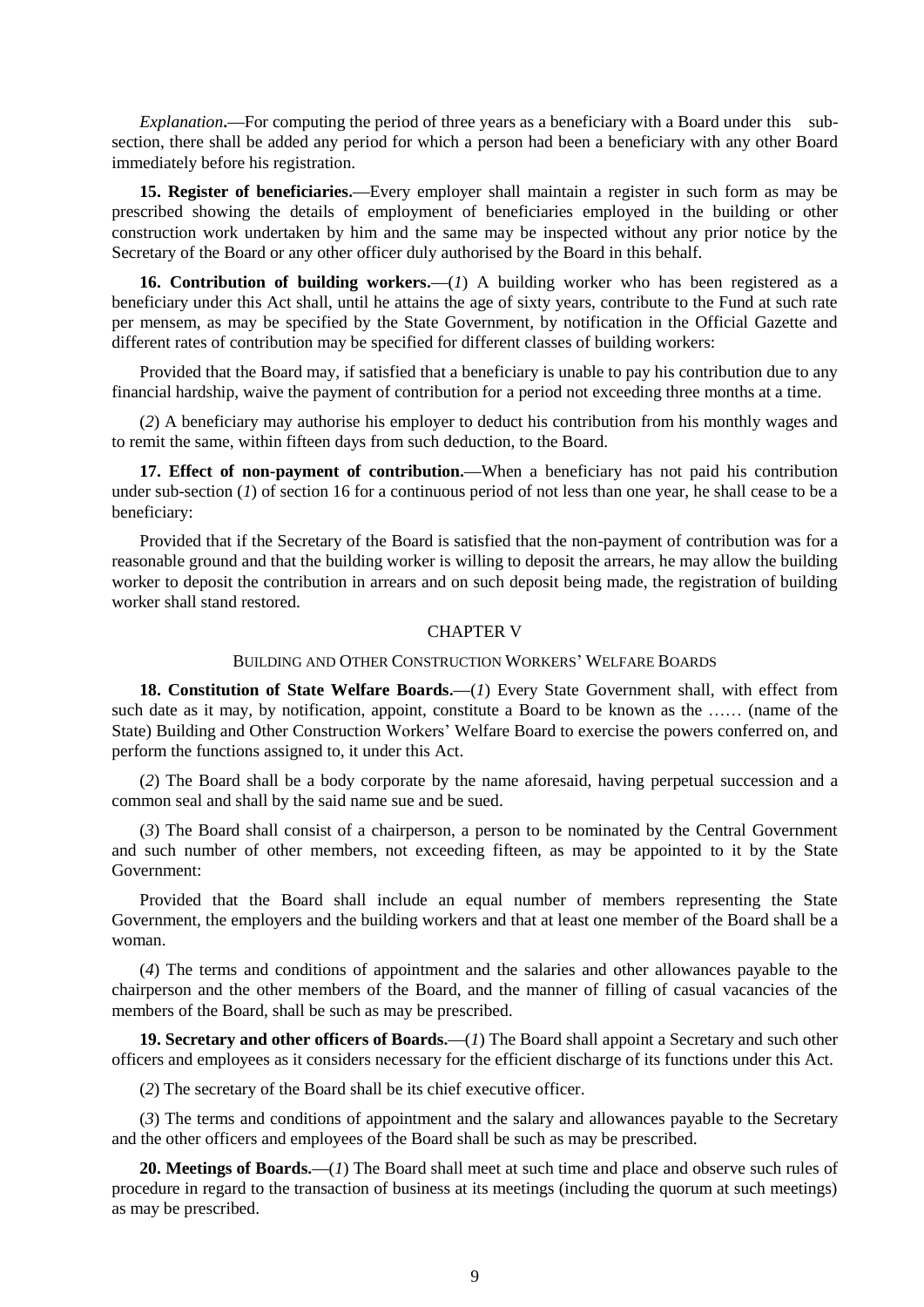*Explanation*.—For computing the period of three years as a beneficiary with a Board under this sub-section, there shall be added any period for which a person had been a beneficiary with any other Board immediately before his registration.

**15. Register of beneficiaries.**—Every employer shall maintain a register in such form as may be prescribed showing the details of employment of beneficiaries employed in the building or other construction work undertaken by him and the same may be inspected without any prior notice by the Secretary of the Board or any other officer duly authorised by the Board in this behalf.

**16. Contribution of building workers.**—(*1*) A building worker who has been registered as a beneficiary under this Act shall, until he attains the age of sixty years, contribute to the Fund at such rate per mensem, as may be specified by the State Government, by notification in the Official Gazette and different rates of contribution may be specified for different classes of building workers:

Provided that the Board may, if satisfied that a beneficiary is unable to pay his contribution due to any financial hardship, waive the payment of contribution for a period not exceeding three months at a time.

(*2*) A beneficiary may authorise his employer to deduct his contribution from his monthly wages and to remit the same, within fifteen days from such deduction, to the Board.

**17. Effect of non-payment of contribution.**—When a beneficiary has not paid his contribution under sub-section (*1*) of section 16 for a continuous period of not less than one year, he shall cease to be a beneficiary:

Provided that if the Secretary of the Board is satisfied that the non-payment of contribution was for a reasonable ground and that the building worker is willing to deposit the arrears, he may allow the building worker to deposit the contribution in arrears and on such deposit being made, the registration of building worker shall stand restored.

## CHAPTER V

### BUILDING AND OTHER CONSTRUCTION WORKERS' WELFARE BOARDS

**18. Constitution of State Welfare Boards.**—(*1*) Every State Government shall, with effect from such date as it may, by notification, appoint, constitute a Board to be known as the …… (name of the State) Building and Other Construction Workers' Welfare Board to exercise the powers conferred on, and perform the functions assigned to, it under this Act.

(*2*) The Board shall be a body corporate by the name aforesaid, having perpetual succession and a common seal and shall by the said name sue and be sued.

(*3*) The Board shall consist of a chairperson, a person to be nominated by the Central Government and such number of other members, not exceeding fifteen, as may be appointed to it by the State Government:

Provided that the Board shall include an equal number of members representing the State Government, the employers and the building workers and that at least one member of the Board shall be a woman.

(*4*) The terms and conditions of appointment and the salaries and other allowances payable to the chairperson and the other members of the Board, and the manner of filling of casual vacancies of the members of the Board, shall be such as may be prescribed.

**19. Secretary and other officers of Boards.**—(*1*) The Board shall appoint a Secretary and such other officers and employees as it considers necessary for the efficient discharge of its functions under this Act.

(*2*) The secretary of the Board shall be its chief executive officer.

(*3*) The terms and conditions of appointment and the salary and allowances payable to the Secretary and the other officers and employees of the Board shall be such as may be prescribed.

**20. Meetings of Boards.**—(*1*) The Board shall meet at such time and place and observe such rules of procedure in regard to the transaction of business at its meetings (including the quorum at such meetings) as may be prescribed.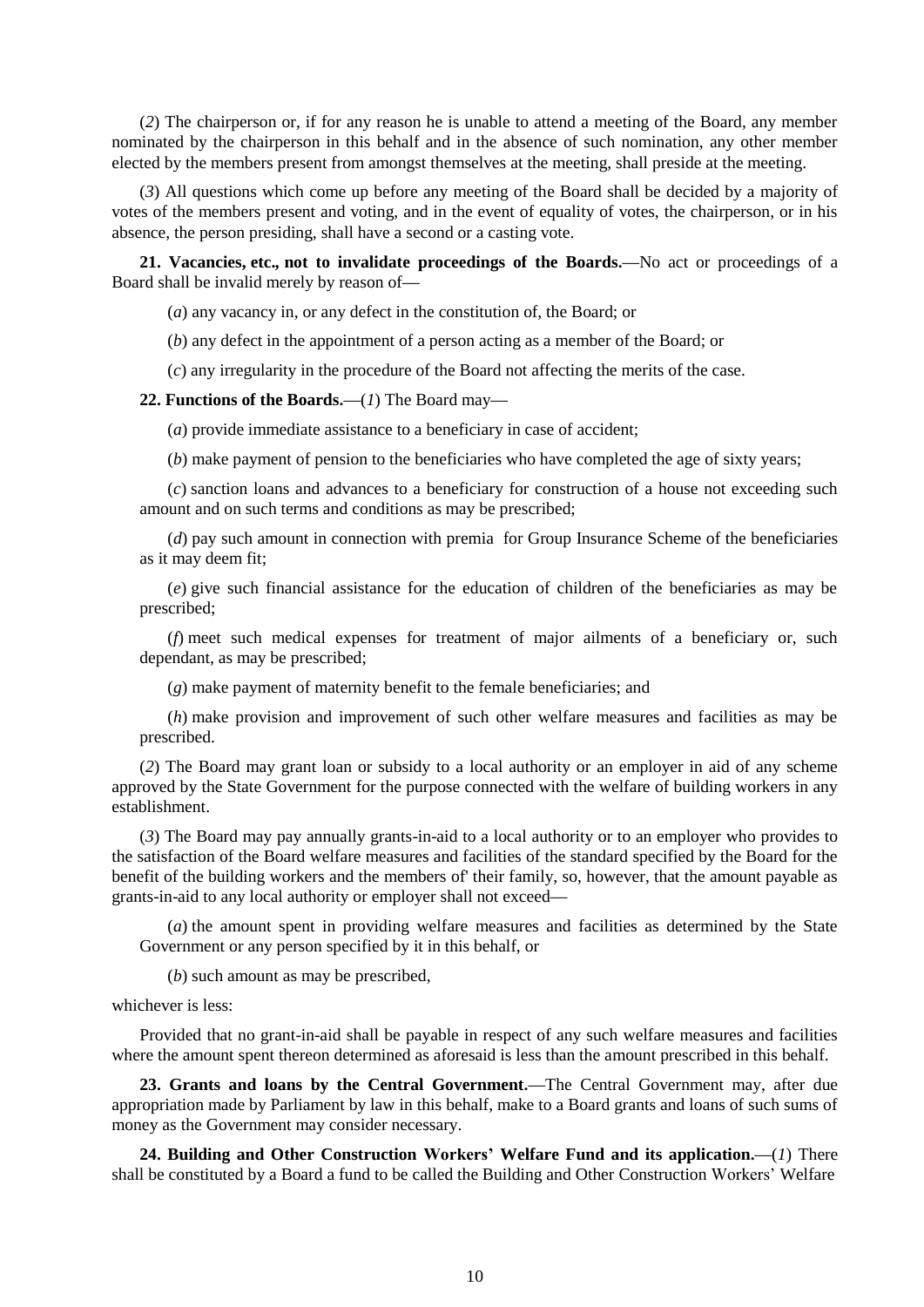(*2*) The chairperson or, if for any reason he is unable to attend a meeting of the Board, any member nominated by the chairperson in this behalf and in the absence of such nomination, any other member elected by the members present from amongst themselves at the meeting, shall preside at the meeting.

(*3*) All questions which come up before any meeting of the Board shall be decided by a majority of votes of the members present and voting, and in the event of equality of votes, the chairperson, or in his absence, the person presiding, shall have a second or a casting vote.

**21. Vacancies, etc., not to invalidate proceedings of the Boards.**—No act or proceedings of a Board shall be invalid merely by reason of—

(*a*) any vacancy in, or any defect in the constitution of, the Board; or

(*b*) any defect in the appointment of a person acting as a member of the Board; or

(*c*) any irregularity in the procedure of the Board not affecting the merits of the case.

**22. Functions of the Boards.**—(*1*) The Board may—

(*a*) provide immediate assistance to a beneficiary in case of accident;

(*b*) make payment of pension to the beneficiaries who have completed the age of sixty years;

(*c*) sanction loans and advances to a beneficiary for construction of a house not exceeding such amount and on such terms and conditions as may be prescribed;

(*d*) pay such amount in connection with premia for Group Insurance Scheme of the beneficiaries as it may deem fit;

(*e*) give such financial assistance for the education of children of the beneficiaries as may be prescribed;

(*f*) meet such medical expenses for treatment of major ailments of a beneficiary or, such dependant, as may be prescribed;

(*g*) make payment of maternity benefit to the female beneficiaries; and

(*h*) make provision and improvement of such other welfare measures and facilities as may be prescribed.

(*2*) The Board may grant loan or subsidy to a local authority or an employer in aid of any scheme approved by the State Government for the purpose connected with the welfare of building workers in any establishment.

(*3*) The Board may pay annually grants-in-aid to a local authority or to an employer who provides to the satisfaction of the Board welfare measures and facilities of the standard specified by the Board for the benefit of the building workers and the members of' their family, so, however, that the amount payable as grants-in-aid to any local authority or employer shall not exceed—

(*a*) the amount spent in providing welfare measures and facilities as determined by the State Government or any person specified by it in this behalf, or

(*b*) such amount as may be prescribed,

whichever is less:

Provided that no grant-in-aid shall be payable in respect of any such welfare measures and facilities where the amount spent thereon determined as aforesaid is less than the amount prescribed in this behalf.

**23. Grants and loans by the Central Government.**—The Central Government may, after due appropriation made by Parliament by law in this behalf, make to a Board grants and loans of such sums of money as the Government may consider necessary.

**24. Building and Other Construction Workers' Welfare Fund and its application.**—(*1*) There shall be constituted by a Board a fund to be called the Building and Other Construction Workers' Welfare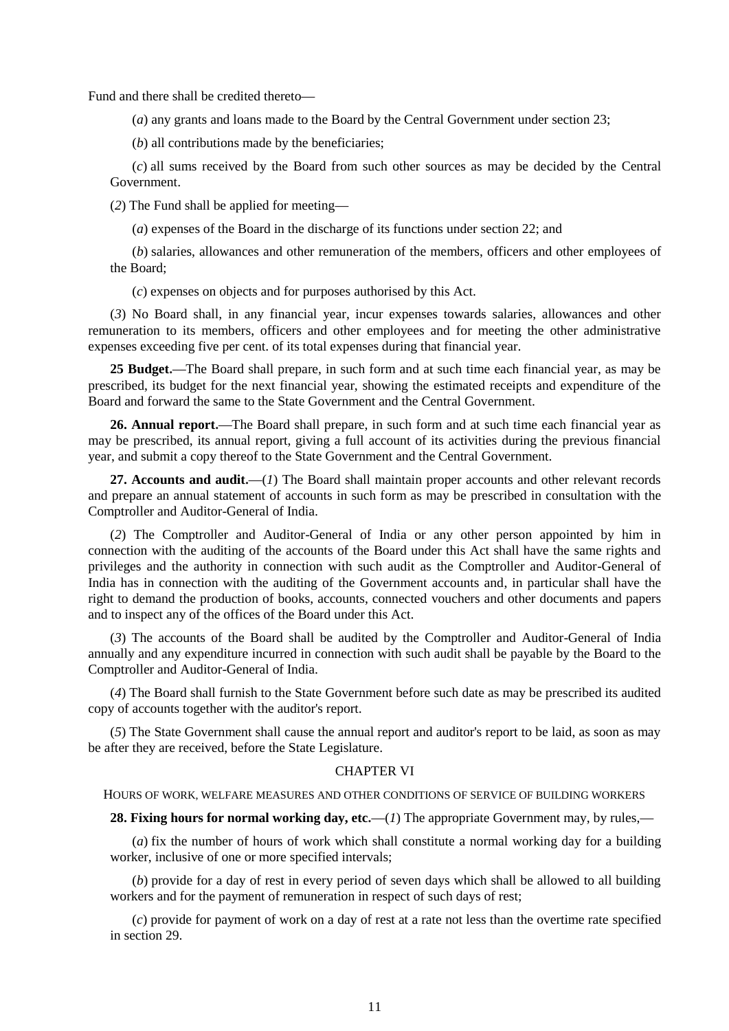Fund and there shall be credited thereto—

(*a*) any grants and loans made to the Board by the Central Government under section 23;

(*b*) all contributions made by the beneficiaries;

(*c*) all sums received by the Board from such other sources as may be decided by the Central Government.

(*2*) The Fund shall be applied for meeting—

(*a*) expenses of the Board in the discharge of its functions under section 22; and

(*b*) salaries, allowances and other remuneration of the members, officers and other employees of the Board;

(*c*) expenses on objects and for purposes authorised by this Act.

(*3*) No Board shall, in any financial year, incur expenses towards salaries, allowances and other remuneration to its members, officers and other employees and for meeting the other administrative expenses exceeding five per cent. of its total expenses during that financial year.

**25 Budget.**—The Board shall prepare, in such form and at such time each financial year, as may be prescribed, its budget for the next financial year, showing the estimated receipts and expenditure of the Board and forward the same to the State Government and the Central Government.

**26. Annual report.**—The Board shall prepare, in such form and at such time each financial year as may be prescribed, its annual report, giving a full account of its activities during the previous financial year, and submit a copy thereof to the State Government and the Central Government.

**27. Accounts and audit.**—(*1*) The Board shall maintain proper accounts and other relevant records and prepare an annual statement of accounts in such form as may be prescribed in consultation with the Comptroller and Auditor-General of India.

(*2*) The Comptroller and Auditor-General of India or any other person appointed by him in connection with the auditing of the accounts of the Board under this Act shall have the same rights and privileges and the authority in connection with such audit as the Comptroller and Auditor-General of India has in connection with the auditing of the Government accounts and, in particular shall have the right to demand the production of books, accounts, connected vouchers and other documents and papers and to inspect any of the offices of the Board under this Act.

(*3*) The accounts of the Board shall be audited by the Comptroller and Auditor-General of India annually and any expenditure incurred in connection with such audit shall be payable by the Board to the Comptroller and Auditor-General of India.

(*4*) The Board shall furnish to the State Government before such date as may be prescribed its audited copy of accounts together with the auditor's report.

(*5*) The State Government shall cause the annual report and auditor's report to be laid, as soon as may be after they are received, before the State Legislature.

## CHAPTER VI

### HOURS OF WORK, WELFARE MEASURES AND OTHER CONDITIONS OF SERVICE OF BUILDING WORKERS

**28. Fixing hours for normal working day, etc.**—(*1*) The appropriate Government may, by rules,—

(*a*) fix the number of hours of work which shall constitute a normal working day for a building worker, inclusive of one or more specified intervals;

(*b*) provide for a day of rest in every period of seven days which shall be allowed to all building workers and for the payment of remuneration in respect of such days of rest;

(*c*) provide for payment of work on a day of rest at a rate not less than the overtime rate specified in section 29.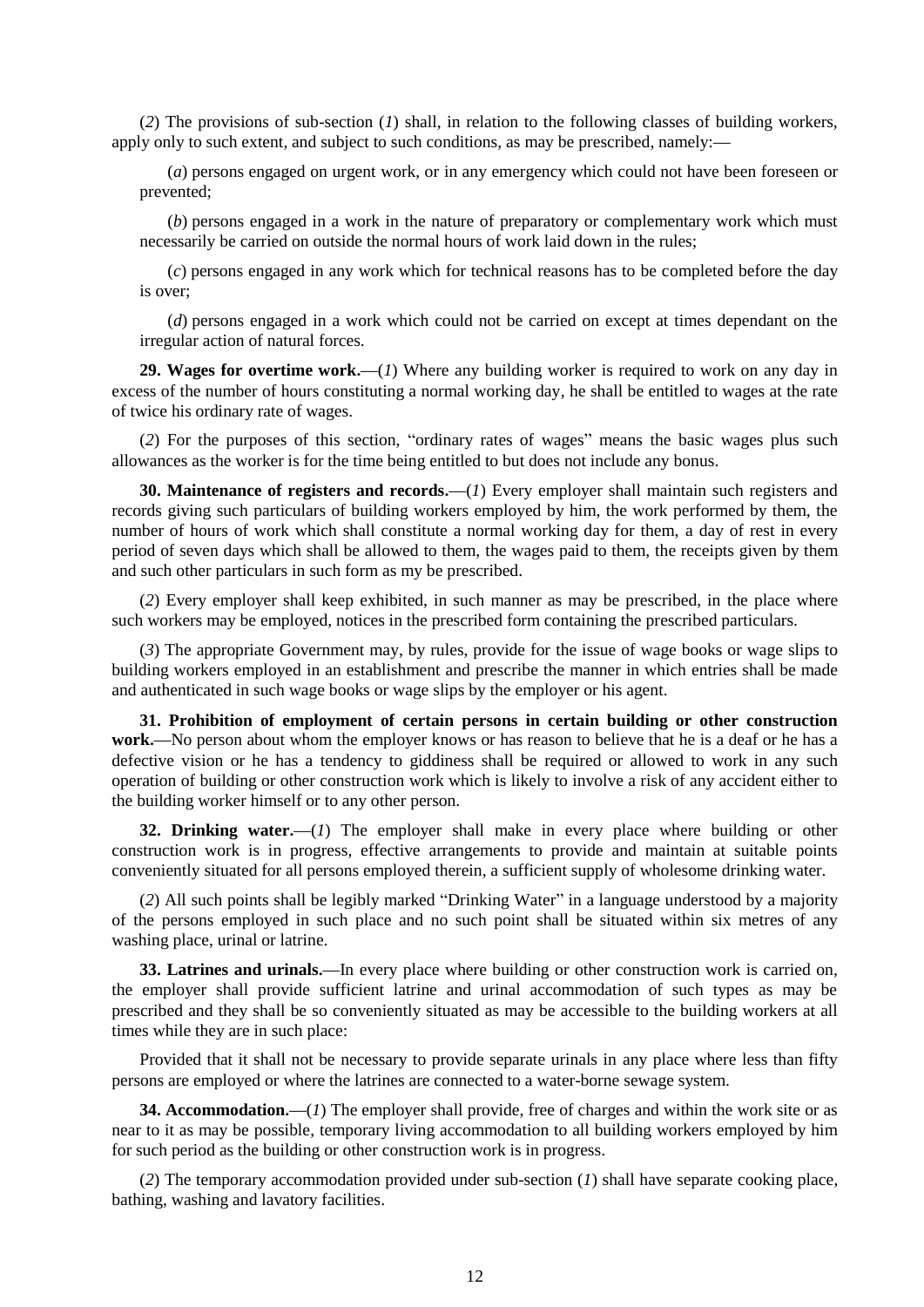(*2*) The provisions of sub-section (*1*) shall, in relation to the following classes of building workers, apply only to such extent, and subject to such conditions, as may be prescribed, namely:—

(*a*) persons engaged on urgent work, or in any emergency which could not have been foreseen or prevented;

(*b*) persons engaged in a work in the nature of preparatory or complementary work which must necessarily be carried on outside the normal hours of work laid down in the rules;

(*c*) persons engaged in any work which for technical reasons has to be completed before the day is over;

(*d*) persons engaged in a work which could not be carried on except at times dependant on the irregular action of natural forces.

**29. Wages for overtime work.**—(*1*) Where any building worker is required to work on any day in excess of the number of hours constituting a normal working day, he shall be entitled to wages at the rate of twice his ordinary rate of wages.

(*2*) For the purposes of this section, "ordinary rates of wages" means the basic wages plus such allowances as the worker is for the time being entitled to but does not include any bonus.

**30. Maintenance of registers and records.**—(*1*) Every employer shall maintain such registers and records giving such particulars of building workers employed by him, the work performed by them, the number of hours of work which shall constitute a normal working day for them, a day of rest in every period of seven days which shall be allowed to them, the wages paid to them, the receipts given by them and such other particulars in such form as my be prescribed.

(*2*) Every employer shall keep exhibited, in such manner as may be prescribed, in the place where such workers may be employed, notices in the prescribed form containing the prescribed particulars.

(*3*) The appropriate Government may, by rules, provide for the issue of wage books or wage slips to building workers employed in an establishment and prescribe the manner in which entries shall be made and authenticated in such wage books or wage slips by the employer or his agent.

**31. Prohibition of employment of certain persons in certain building or other construction work.**—No person about whom the employer knows or has reason to believe that he is a deaf or he has a defective vision or he has a tendency to giddiness shall be required or allowed to work in any such operation of building or other construction work which is likely to involve a risk of any accident either to the building worker himself or to any other person.

**32. Drinking water.**—(*1*) The employer shall make in every place where building or other construction work is in progress, effective arrangements to provide and maintain at suitable points conveniently situated for all persons employed therein, a sufficient supply of wholesome drinking water.

(*2*) All such points shall be legibly marked "Drinking Water" in a language understood by a majority of the persons employed in such place and no such point shall be situated within six metres of any washing place, urinal or latrine.

**33. Latrines and urinals.**—In every place where building or other construction work is carried on, the employer shall provide sufficient latrine and urinal accommodation of such types as may be prescribed and they shall be so conveniently situated as may be accessible to the building workers at all times while they are in such place:

Provided that it shall not be necessary to provide separate urinals in any place where less than fifty persons are employed or where the latrines are connected to a water-borne sewage system.

**34. Accommodation.**—(*1*) The employer shall provide, free of charges and within the work site or as near to it as may be possible, temporary living accommodation to all building workers employed by him for such period as the building or other construction work is in progress.

(*2*) The temporary accommodation provided under sub-section (*1*) shall have separate cooking place, bathing, washing and lavatory facilities.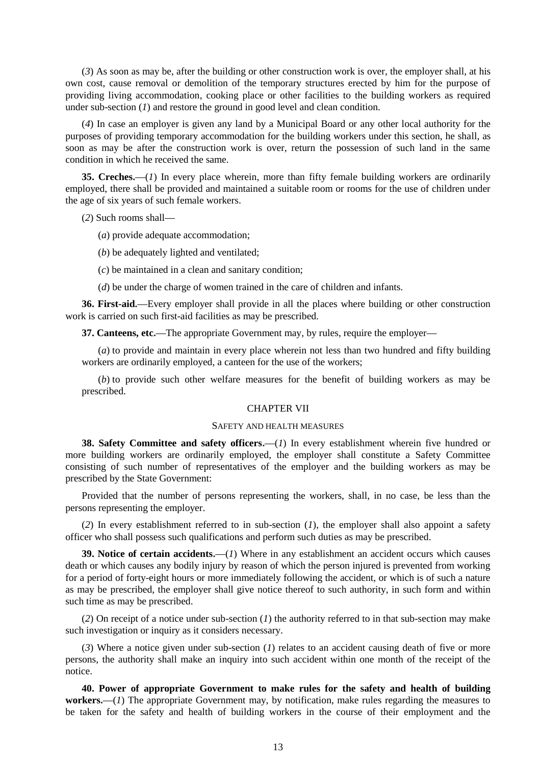(*3*) As soon as may be, after the building or other construction work is over, the employer shall, at his own cost, cause removal or demolition of the temporary structures erected by him for the purpose of providing living accommodation, cooking place or other facilities to the building workers as required under sub-section (*1*) and restore the ground in good level and clean condition.

(*4*) In case an employer is given any land by a Municipal Board or any other local authority for the purposes of providing temporary accommodation for the building workers under this section, he shall, as soon as may be after the construction work is over, return the possession of such land in the same condition in which he received the same.

**35. Creches.**—(*1*) In every place wherein, more than fifty female building workers are ordinarily employed, there shall be provided and maintained a suitable room or rooms for the use of children under the age of six years of such female workers.

(*2*) Such rooms shall—

(*a*) provide adequate accommodation;

(*b*) be adequately lighted and ventilated;

(*c*) be maintained in a clean and sanitary condition;

(*d*) be under the charge of women trained in the care of children and infants.

**36. First-aid.**—Every employer shall provide in all the places where building or other construction work is carried on such first-aid facilities as may be prescribed.

**37. Canteens, etc.**—The appropriate Government may, by rules, require the employer—

(*a*) to provide and maintain in every place wherein not less than two hundred and fifty building workers are ordinarily employed, a canteen for the use of the workers;

(*b*) to provide such other welfare measures for the benefit of building workers as may be prescribed.

## CHAPTER VII

### SAFETY AND HEALTH MEASURES

**38. Safety Committee and safety officers.**—(*1*) In every establishment wherein five hundred or more building workers are ordinarily employed, the employer shall constitute a Safety Committee consisting of such number of representatives of the employer and the building workers as may be prescribed by the State Government:

Provided that the number of persons representing the workers, shall, in no case, be less than the persons representing the employer.

(*2*) In every establishment referred to in sub-section (*1*), the employer shall also appoint a safety officer who shall possess such qualifications and perform such duties as may be prescribed.

**39. Notice of certain accidents.**—(*1*) Where in any establishment an accident occurs which causes death or which causes any bodily injury by reason of which the person injured is prevented from working for a period of forty-eight hours or more immediately following the accident, or which is of such a nature as may be prescribed, the employer shall give notice thereof to such authority, in such form and within such time as may be prescribed.

(*2*) On receipt of a notice under sub-section (*1*) the authority referred to in that sub-section may make such investigation or inquiry as it considers necessary.

(*3*) Where a notice given under sub-section (*1*) relates to an accident causing death of five or more persons, the authority shall make an inquiry into such accident within one month of the receipt of the notice.

**40. Power of appropriate Government to make rules for the safety and health of building workers.**—(*1*) The appropriate Government may, by notification, make rules regarding the measures to be taken for the safety and health of building workers in the course of their employment and the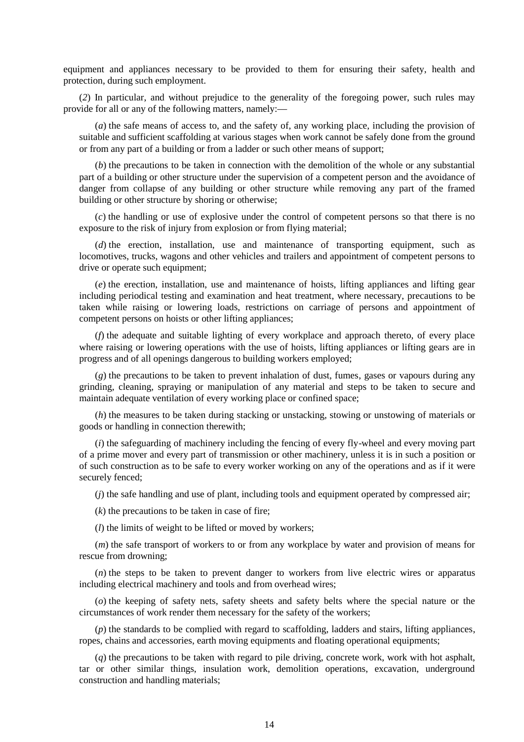equipment and appliances necessary to be provided to them for ensuring their safety, health and protection, during such employment.

(*2*) In particular, and without prejudice to the generality of the foregoing power, such rules may provide for all or any of the following matters, namely:—

(*a*) the safe means of access to, and the safety of, any working place, including the provision of suitable and sufficient scaffolding at various stages when work cannot be safely done from the ground or from any part of a building or from a ladder or such other means of support;

(*b*) the precautions to be taken in connection with the demolition of the whole or any substantial part of a building or other structure under the supervision of a competent person and the avoidance of danger from collapse of any building or other structure while removing any part of the framed building or other structure by shoring or otherwise;

(*c*) the handling or use of explosive under the control of competent persons so that there is no exposure to the risk of injury from explosion or from flying material;

(*d*) the erection, installation, use and maintenance of transporting equipment, such as locomotives, trucks, wagons and other vehicles and trailers and appointment of competent persons to drive or operate such equipment;

(*e*) the erection, installation, use and maintenance of hoists, lifting appliances and lifting gear including periodical testing and examination and heat treatment, where necessary, precautions to be taken while raising or lowering loads, restrictions on carriage of persons and appointment of competent persons on hoists or other lifting appliances;

(*f*) the adequate and suitable lighting of every workplace and approach thereto, of every place where raising or lowering operations with the use of hoists, lifting appliances or lifting gears are in progress and of all openings dangerous to building workers employed;

(*g*) the precautions to be taken to prevent inhalation of dust, fumes, gases or vapours during any grinding, cleaning, spraying or manipulation of any material and steps to be taken to secure and maintain adequate ventilation of every working place or confined space;

(*h*) the measures to be taken during stacking or unstacking, stowing or unstowing of materials or goods or handling in connection therewith;

(*i*) the safeguarding of machinery including the fencing of every fly-wheel and every moving part of a prime mover and every part of transmission or other machinery, unless it is in such a position or of such construction as to be safe to every worker working on any of the operations and as if it were securely fenced;

(*j*) the safe handling and use of plant, including tools and equipment operated by compressed air;

(*k*) the precautions to be taken in case of fire;

(*l*) the limits of weight to be lifted or moved by workers;

(*m*) the safe transport of workers to or from any workplace by water and provision of means for rescue from drowning;

(*n*) the steps to be taken to prevent danger to workers from live electric wires or apparatus including electrical machinery and tools and from overhead wires;

(*o*) the keeping of safety nets, safety sheets and safety belts where the special nature or the circumstances of work render them necessary for the safety of the workers;

(*p*) the standards to be complied with regard to scaffolding, ladders and stairs, lifting appliances, ropes, chains and accessories, earth moving equipments and floating operational equipments;

(*q*) the precautions to be taken with regard to pile driving, concrete work, work with hot asphalt, tar or other similar things, insulation work, demolition operations, excavation, underground construction and handling materials;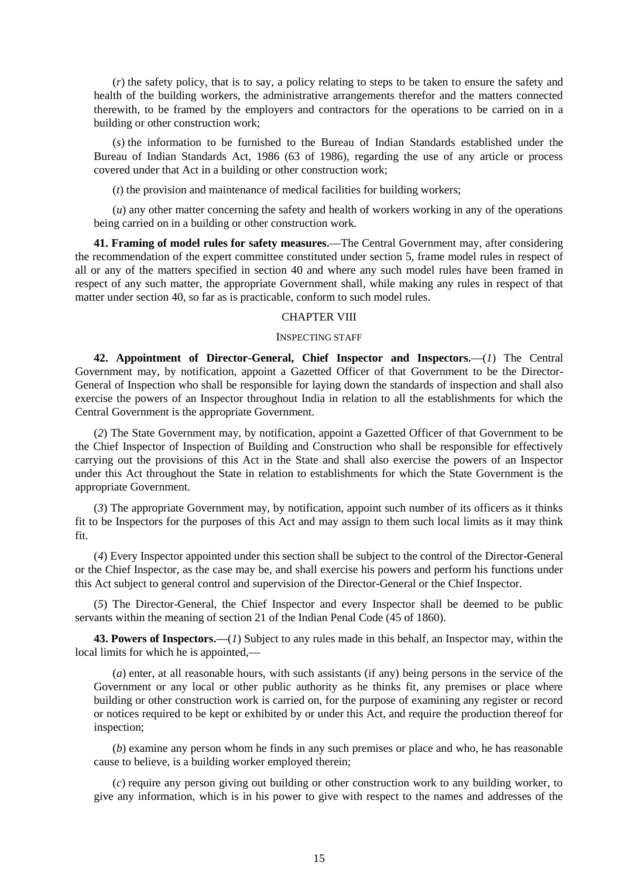(*r*) the safety policy, that is to say, a policy relating to steps to be taken to ensure the safety and health of the building workers, the administrative arrangements therefor and the matters connected therewith, to be framed by the employers and contractors for the operations to be carried on in a building or other construction work;

(*s*) the information to be furnished to the Bureau of Indian Standards established under the Bureau of Indian Standards Act, 1986 (63 of 1986), regarding the use of any article or process covered under that Act in a building or other construction work;

(*t*) the provision and maintenance of medical facilities for building workers;

(*u*) any other matter concerning the safety and health of workers working in any of the operations being carried on in a building or other construction work.

**41. Framing of model rules for safety measures.**—The Central Government may, after considering the recommendation of the expert committee constituted under section 5, frame model rules in respect of all or any of the matters specified in section 40 and where any such model rules have been framed in respect of any such matter, the appropriate Government shall, while making any rules in respect of that matter under section 40, so far as is practicable, conform to such model rules.

## CHAPTER VIII

### INSPECTING STAFF

**42. Appointment of Director-General, Chief Inspector and Inspectors.**—(*1*) The Central Government may, by notification, appoint a Gazetted Officer of that Government to be the Director-General of Inspection who shall be responsible for laying down the standards of inspection and shall also exercise the powers of an Inspector throughout India in relation to all the establishments for which the Central Government is the appropriate Government.

(*2*) The State Government may, by notification, appoint a Gazetted Officer of that Government to be the Chief Inspector of Inspection of Building and Construction who shall be responsible for effectively carrying out the provisions of this Act in the State and shall also exercise the powers of an Inspector under this Act throughout the State in relation to establishments for which the State Government is the appropriate Government.

(*3*) The appropriate Government may, by notification, appoint such number of its officers as it thinks fit to be Inspectors for the purposes of this Act and may assign to them such local limits as it may think fit.

(*4*) Every Inspector appointed under this section shall be subject to the control of the Director-General or the Chief Inspector, as the case may be, and shall exercise his powers and perform his functions under this Act subject to general control and supervision of the Director-General or the Chief Inspector.

(*5*) The Director-General, the Chief Inspector and every Inspector shall be deemed to be public servants within the meaning of section 21 of the Indian Penal Code (45 of 1860).

**43. Powers of Inspectors.**—(*1*) Subject to any rules made in this behalf, an Inspector may, within the local limits for which he is appointed,—

(*a*) enter, at all reasonable hours, with such assistants (if any) being persons in the service of the Government or any local or other public authority as he thinks fit, any premises or place where building or other construction work is carried on, for the purpose of examining any register or record or notices required to be kept or exhibited by or under this Act, and require the production thereof for inspection;

(*b*) examine any person whom he finds in any such premises or place and who, he has reasonable cause to believe, is a building worker employed therein;

(*c*) require any person giving out building or other construction work to any building worker, to give any information, which is in his power to give with respect to the names and addresses of the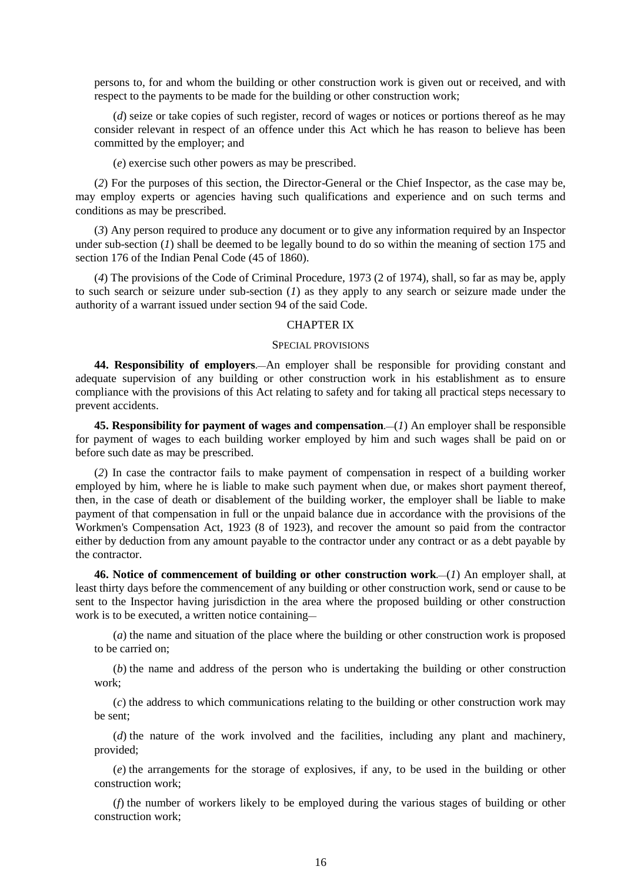persons to, for and whom the building or other construction work is given out or received, and with respect to the payments to be made for the building or other construction work;

(*d*) seize or take copies of such register, record of wages or notices or portions thereof as he may consider relevant in respect of an offence under this Act which he has reason to believe has been committed by the employer; and

(*e*) exercise such other powers as may be prescribed.

(*2*) For the purposes of this section, the Director-General or the Chief Inspector, as the case may be, may employ experts or agencies having such qualifications and experience and on such terms and conditions as may be prescribed.

(*3*) Any person required to produce any document or to give any information required by an Inspector under sub-section (*1*) shall be deemed to be legally bound to do so within the meaning of section 175 and section 176 of the Indian Penal Code (45 of 1860).

(*4*) The provisions of the Code of Criminal Procedure, 1973 (2 of 1974), shall, so far as may be, apply to such search or seizure under sub-section (*1*) as they apply to any search or seizure made under the authority of a warrant issued under section 94 of the said Code.

## CHAPTER IX

### SPECIAL PROVISIONS

**44. Responsibility of employers**.—An employer shall be responsible for providing constant and adequate supervision of any building or other construction work in his establishment as to ensure compliance with the provisions of this Act relating to safety and for taking all practical steps necessary to prevent accidents.

**45. Responsibility for payment of wages and compensation**.—(*1*) An employer shall be responsible for payment of wages to each building worker employed by him and such wages shall be paid on or before such date as may be prescribed.

(*2*) In case the contractor fails to make payment of compensation in respect of a building worker employed by him, where he is liable to make such payment when due, or makes short payment thereof, then, in the case of death or disablement of the building worker, the employer shall be liable to make payment of that compensation in full or the unpaid balance due in accordance with the provisions of the Workmen's Compensation Act, 1923 (8 of 1923), and recover the amount so paid from the contractor either by deduction from any amount payable to the contractor under any contract or as a debt payable by the contractor.

**46. Notice of commencement of building or other construction work**.—(*1*) An employer shall, at least thirty days before the commencement of any building or other construction work, send or cause to be sent to the Inspector having jurisdiction in the area where the proposed building or other construction work is to be executed, a written notice containing—

(*a*) the name and situation of the place where the building or other construction work is proposed to be carried on;

(*b*) the name and address of the person who is undertaking the building or other construction work;

(*c*) the address to which communications relating to the building or other construction work may be sent;

(*d*) the nature of the work involved and the facilities, including any plant and machinery, provided;

(*e*) the arrangements for the storage of explosives, if any, to be used in the building or other construction work;

(*f*) the number of workers likely to be employed during the various stages of building or other construction work;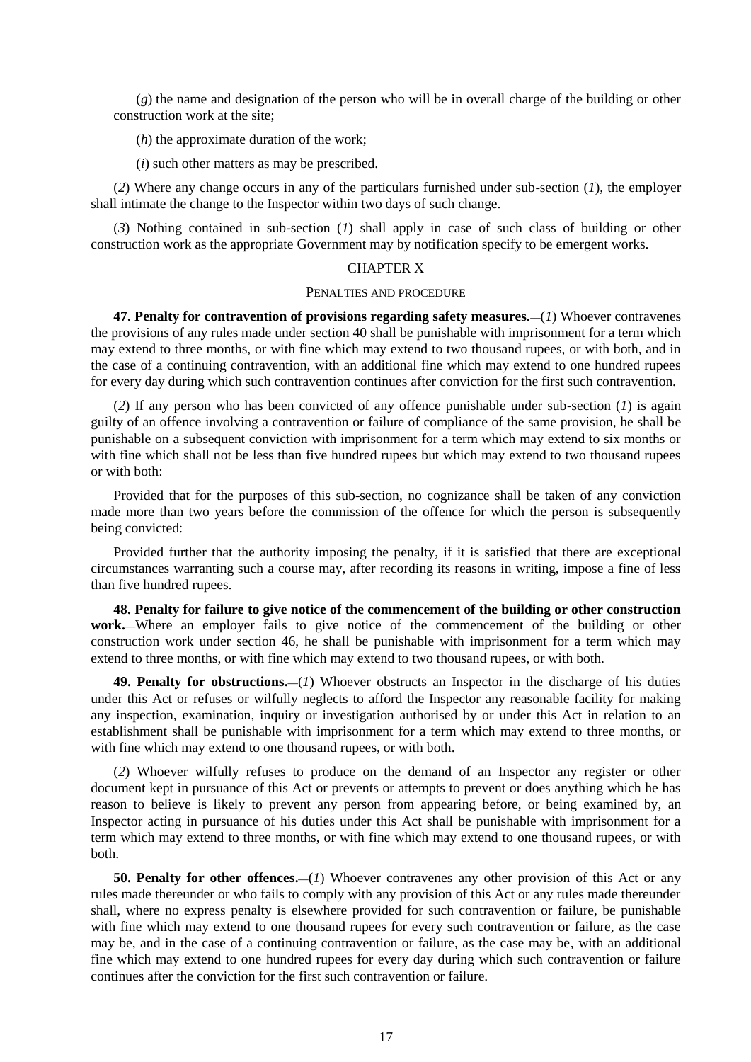(*g*) the name and designation of the person who will be in overall charge of the building or other construction work at the site;

(*h*) the approximate duration of the work;

(*i*) such other matters as may be prescribed.

(*2*) Where any change occurs in any of the particulars furnished under sub-section (*1*), the employer shall intimate the change to the Inspector within two days of such change.

(*3*) Nothing contained in sub-section (*1*) shall apply in case of such class of building or other construction work as the appropriate Government may by notification specify to be emergent works.

## CHAPTER X

### PENALTIES AND PROCEDURE

**47. Penalty for contravention of provisions regarding safety measures.**—(*1*) Whoever contravenes the provisions of any rules made under section 40 shall be punishable with imprisonment for a term which may extend to three months, or with fine which may extend to two thousand rupees, or with both, and in the case of a continuing contravention, with an additional fine which may extend to one hundred rupees for every day during which such contravention continues after conviction for the first such contravention.

(*2*) If any person who has been convicted of any offence punishable under sub-section (*1*) is again guilty of an offence involving a contravention or failure of compliance of the same provision, he shall be punishable on a subsequent conviction with imprisonment for a term which may extend to six months or with fine which shall not be less than five hundred rupees but which may extend to two thousand rupees or with both:

Provided that for the purposes of this sub-section, no cognizance shall be taken of any conviction made more than two years before the commission of the offence for which the person is subsequently being convicted:

Provided further that the authority imposing the penalty, if it is satisfied that there are exceptional circumstances warranting such a course may, after recording its reasons in writing, impose a fine of less than five hundred rupees.

**48. Penalty for failure to give notice of the commencement of the building or other construction work.**—Where an employer fails to give notice of the commencement of the building or other construction work under section 46, he shall be punishable with imprisonment for a term which may extend to three months, or with fine which may extend to two thousand rupees, or with both.

**49. Penalty for obstructions.**—(*1*) Whoever obstructs an Inspector in the discharge of his duties under this Act or refuses or wilfully neglects to afford the Inspector any reasonable facility for making any inspection, examination, inquiry or investigation authorised by or under this Act in relation to an establishment shall be punishable with imprisonment for a term which may extend to three months, or with fine which may extend to one thousand rupees, or with both.

(*2*) Whoever wilfully refuses to produce on the demand of an Inspector any register or other document kept in pursuance of this Act or prevents or attempts to prevent or does anything which he has reason to believe is likely to prevent any person from appearing before, or being examined by, an Inspector acting in pursuance of his duties under this Act shall be punishable with imprisonment for a term which may extend to three months, or with fine which may extend to one thousand rupees, or with both.

**50. Penalty for other offences.**—(*1*) Whoever contravenes any other provision of this Act or any rules made thereunder or who fails to comply with any provision of this Act or any rules made thereunder shall, where no express penalty is elsewhere provided for such contravention or failure, be punishable with fine which may extend to one thousand rupees for every such contravention or failure, as the case may be, and in the case of a continuing contravention or failure, as the case may be, with an additional fine which may extend to one hundred rupees for every day during which such contravention or failure continues after the conviction for the first such contravention or failure.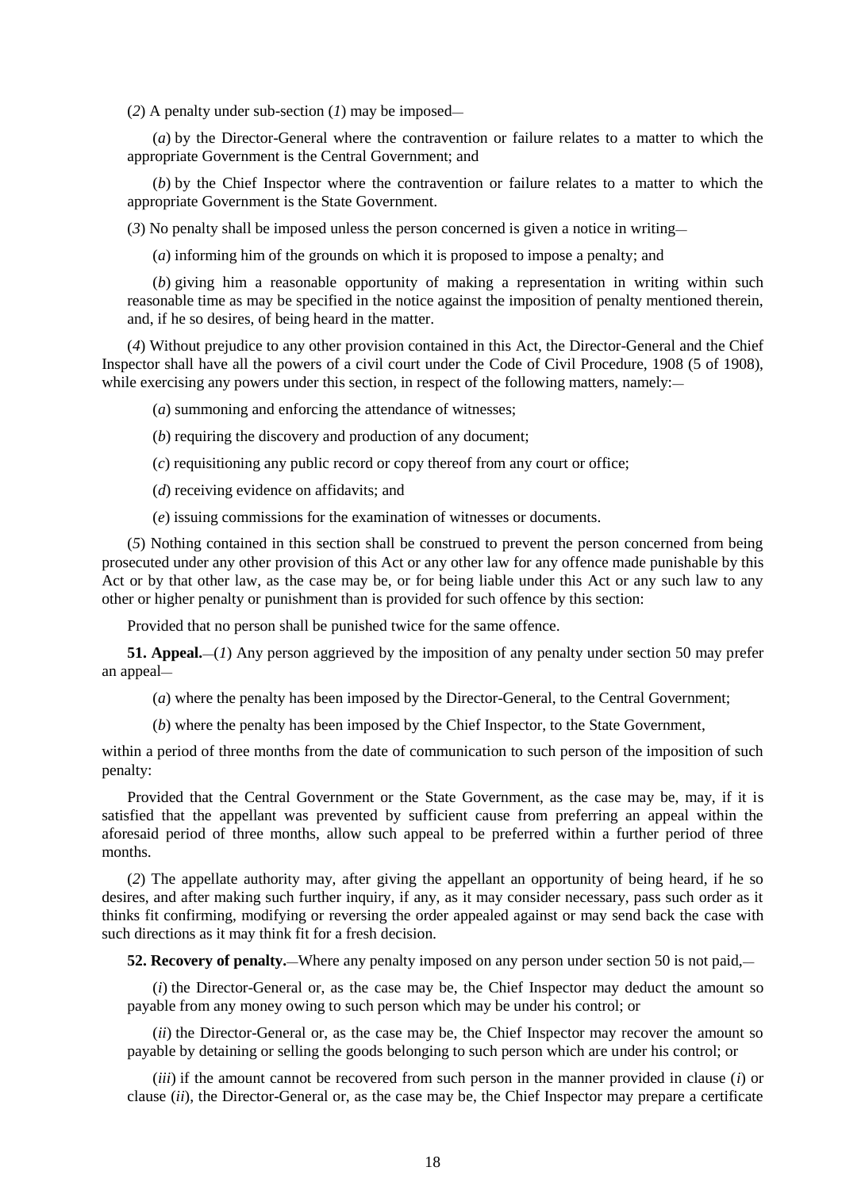(*2*) A penalty under sub-section (*1*) may be imposed—

(*a*) by the Director-General where the contravention or failure relates to a matter to which the appropriate Government is the Central Government; and

(*b*) by the Chief Inspector where the contravention or failure relates to a matter to which the appropriate Government is the State Government.

(*3*) No penalty shall be imposed unless the person concerned is given a notice in writing—

(*a*) informing him of the grounds on which it is proposed to impose a penalty; and

(*b*) giving him a reasonable opportunity of making a representation in writing within such reasonable time as may be specified in the notice against the imposition of penalty mentioned therein, and, if he so desires, of being heard in the matter.

(*4*) Without prejudice to any other provision contained in this Act, the Director-General and the Chief Inspector shall have all the powers of a civil court under the Code of Civil Procedure, 1908 (5 of 1908), while exercising any powers under this section, in respect of the following matters, namely:—

(*a*) summoning and enforcing the attendance of witnesses;

(*b*) requiring the discovery and production of any document;

(*c*) requisitioning any public record or copy thereof from any court or office;

(*d*) receiving evidence on affidavits; and

(*e*) issuing commissions for the examination of witnesses or documents.

(*5*) Nothing contained in this section shall be construed to prevent the person concerned from being prosecuted under any other provision of this Act or any other law for any offence made punishable by this Act or by that other law, as the case may be, or for being liable under this Act or any such law to any other or higher penalty or punishment than is provided for such offence by this section:

Provided that no person shall be punished twice for the same offence.

**51. Appeal.**—(*1*) Any person aggrieved by the imposition of any penalty under section 50 may prefer an appeal—

(*a*) where the penalty has been imposed by the Director-General, to the Central Government;

(*b*) where the penalty has been imposed by the Chief Inspector, to the State Government,

within a period of three months from the date of communication to such person of the imposition of such penalty:

Provided that the Central Government or the State Government, as the case may be, may, if it is satisfied that the appellant was prevented by sufficient cause from preferring an appeal within the aforesaid period of three months, allow such appeal to be preferred within a further period of three months.

(*2*) The appellate authority may, after giving the appellant an opportunity of being heard, if he so desires, and after making such further inquiry, if any, as it may consider necessary, pass such order as it thinks fit confirming, modifying or reversing the order appealed against or may send back the case with such directions as it may think fit for a fresh decision.

**52. Recovery of penalty.**—Where any penalty imposed on any person under section 50 is not paid,—

(*i*) the Director-General or, as the case may be, the Chief Inspector may deduct the amount so payable from any money owing to such person which may be under his control; or

(*ii*) the Director-General or, as the case may be, the Chief Inspector may recover the amount so payable by detaining or selling the goods belonging to such person which are under his control; or

(*iii*) if the amount cannot be recovered from such person in the manner provided in clause (*i*) or clause (*ii*), the Director-General or, as the case may be, the Chief Inspector may prepare a certificate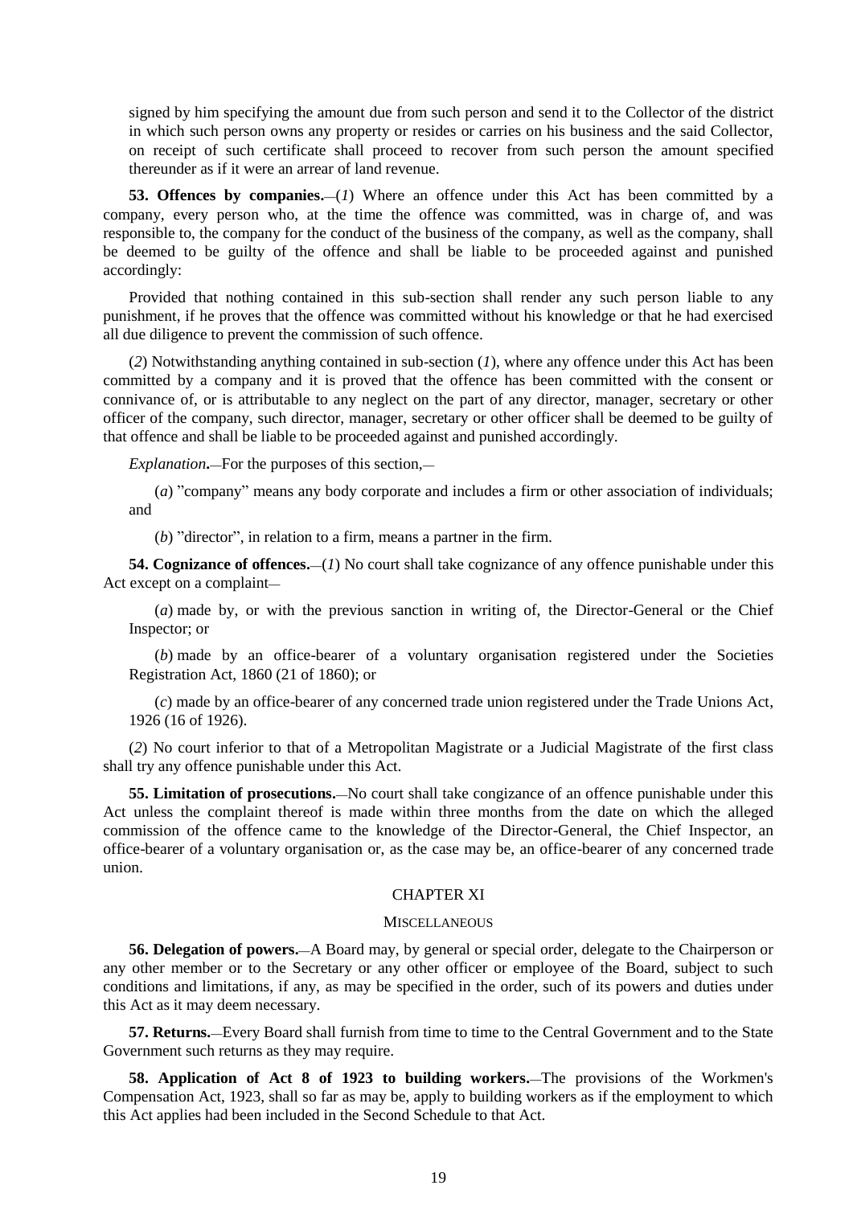signed by him specifying the amount due from such person and send it to the Collector of the district in which such person owns any property or resides or carries on his business and the said Collector, on receipt of such certificate shall proceed to recover from such person the amount specified thereunder as if it were an arrear of land revenue.

**53. Offences by companies.**—(*1*) Where an offence under this Act has been committed by a company, every person who, at the time the offence was committed, was in charge of, and was responsible to, the company for the conduct of the business of the company, as well as the company, shall be deemed to be guilty of the offence and shall be liable to be proceeded against and punished accordingly:

Provided that nothing contained in this sub-section shall render any such person liable to any punishment, if he proves that the offence was committed without his knowledge or that he had exercised all due diligence to prevent the commission of such offence.

(*2*) Notwithstanding anything contained in sub-section (*1*), where any offence under this Act has been committed by a company and it is proved that the offence has been committed with the consent or connivance of, or is attributable to any neglect on the part of any director, manager, secretary or other officer of the company, such director, manager, secretary or other officer shall be deemed to be guilty of that offence and shall be liable to be proceeded against and punished accordingly.

*Explanation***.**—For the purposes of this section,—

(*a*) "company" means any body corporate and includes a firm or other association of individuals; and

(*b*) "director", in relation to a firm, means a partner in the firm.

**54. Cognizance of offences.**—(*1*) No court shall take cognizance of any offence punishable under this Act except on a complaint—

(*a*) made by, or with the previous sanction in writing of, the Director-General or the Chief Inspector; or

(*b*) made by an office-bearer of a voluntary organisation registered under the Societies Registration Act, 1860 (21 of 1860); or

(*c*) made by an office-bearer of any concerned trade union registered under the Trade Unions Act, 1926 (16 of 1926).

(*2*) No court inferior to that of a Metropolitan Magistrate or a Judicial Magistrate of the first class shall try any offence punishable under this Act.

**55. Limitation of prosecutions.**—No court shall take congizance of an offence punishable under this Act unless the complaint thereof is made within three months from the date on which the alleged commission of the offence came to the knowledge of the Director-General, the Chief Inspector, an office-bearer of a voluntary organisation or, as the case may be, an office-bearer of any concerned trade union.

## CHAPTER XI

### MISCELLANEOUS

**56. Delegation of powers.**—A Board may, by general or special order, delegate to the Chairperson or any other member or to the Secretary or any other officer or employee of the Board, subject to such conditions and limitations, if any, as may be specified in the order, such of its powers and duties under this Act as it may deem necessary.

**57. Returns.**—Every Board shall furnish from time to time to the Central Government and to the State Government such returns as they may require.

**58. Application of Act 8 of 1923 to building workers.**—The provisions of the Workmen's Compensation Act, 1923, shall so far as may be, apply to building workers as if the employment to which this Act applies had been included in the Second Schedule to that Act.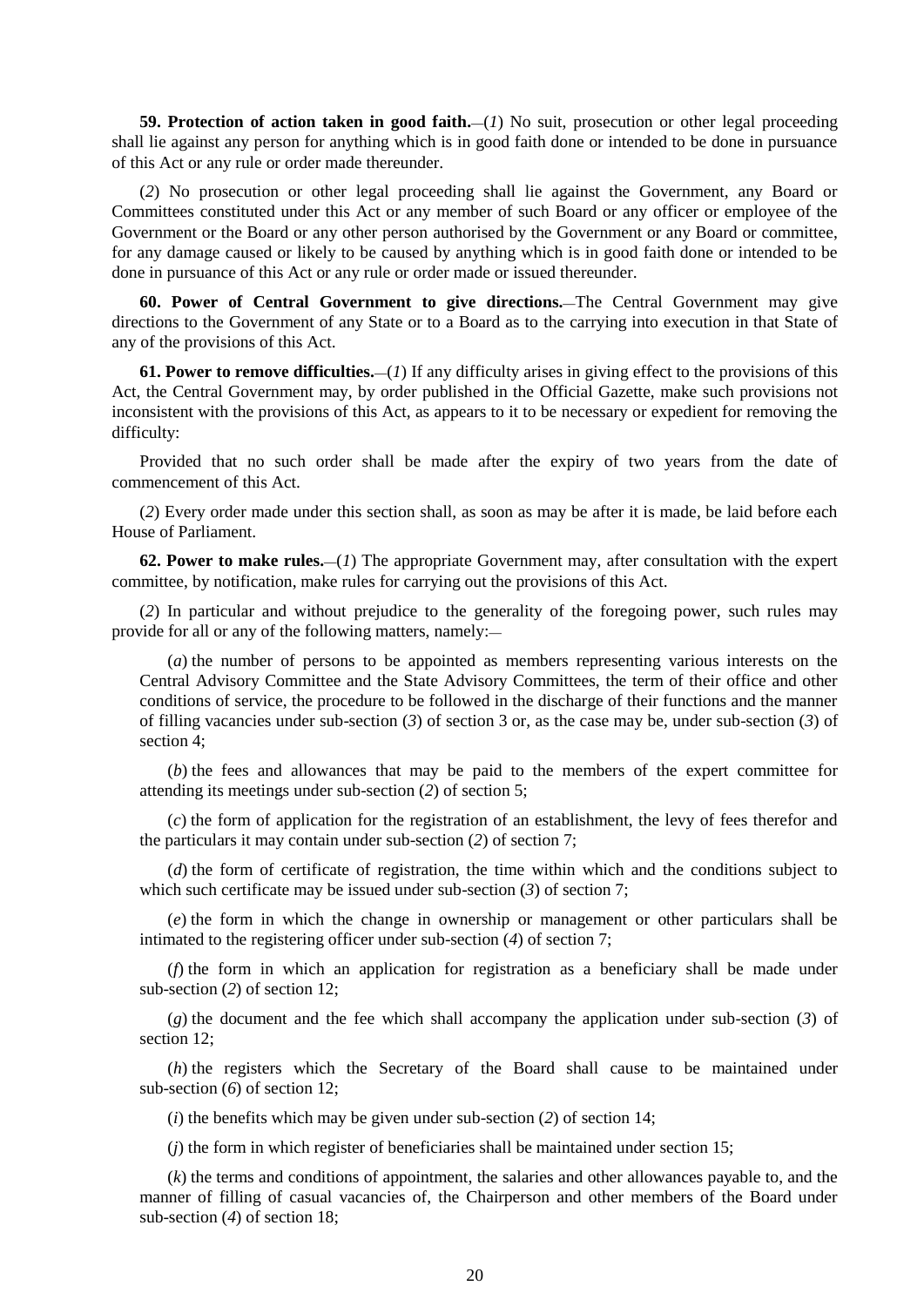**59. Protection of action taken in good faith.**—(*1*) No suit, prosecution or other legal proceeding shall lie against any person for anything which is in good faith done or intended to be done in pursuance of this Act or any rule or order made thereunder.

(*2*) No prosecution or other legal proceeding shall lie against the Government, any Board or Committees constituted under this Act or any member of such Board or any officer or employee of the Government or the Board or any other person authorised by the Government or any Board or committee, for any damage caused or likely to be caused by anything which is in good faith done or intended to be done in pursuance of this Act or any rule or order made or issued thereunder.

**60. Power of Central Government to give directions.**—The Central Government may give directions to the Government of any State or to a Board as to the carrying into execution in that State of any of the provisions of this Act.

**61. Power to remove difficulties.**—(*1*) If any difficulty arises in giving effect to the provisions of this Act, the Central Government may, by order published in the Official Gazette, make such provisions not inconsistent with the provisions of this Act, as appears to it to be necessary or expedient for removing the difficulty:

Provided that no such order shall be made after the expiry of two years from the date of commencement of this Act.

(*2*) Every order made under this section shall, as soon as may be after it is made, be laid before each House of Parliament.

**62. Power to make rules.**—(*1*) The appropriate Government may, after consultation with the expert committee, by notification, make rules for carrying out the provisions of this Act.

(*2*) In particular and without prejudice to the generality of the foregoing power, such rules may provide for all or any of the following matters, namely:—

(*a*) the number of persons to be appointed as members representing various interests on the Central Advisory Committee and the State Advisory Committees, the term of their office and other conditions of service, the procedure to be followed in the discharge of their functions and the manner of filling vacancies under sub-section (*3*) of section 3 or, as the case may be, under sub-section (*3*) of section 4;

(*b*) the fees and allowances that may be paid to the members of the expert committee for attending its meetings under sub-section (*2*) of section 5;

(*c*) the form of application for the registration of an establishment, the levy of fees therefor and the particulars it may contain under sub-section (*2*) of section 7;

(*d*) the form of certificate of registration, the time within which and the conditions subject to which such certificate may be issued under sub-section (*3*) of section 7;

(*e*) the form in which the change in ownership or management or other particulars shall be intimated to the registering officer under sub-section (*4*) of section 7;

(*f*) the form in which an application for registration as a beneficiary shall be made under sub-section (*2*) of section 12;

(*g*) the document and the fee which shall accompany the application under sub-section (*3*) of section 12;

(*h*) the registers which the Secretary of the Board shall cause to be maintained under sub-section (*6*) of section 12;

(*i*) the benefits which may be given under sub-section (*2*) of section 14;

(*j*) the form in which register of beneficiaries shall be maintained under section 15;

(*k*) the terms and conditions of appointment, the salaries and other allowances payable to, and the manner of filling of casual vacancies of, the Chairperson and other members of the Board under sub-section (*4*) of section 18;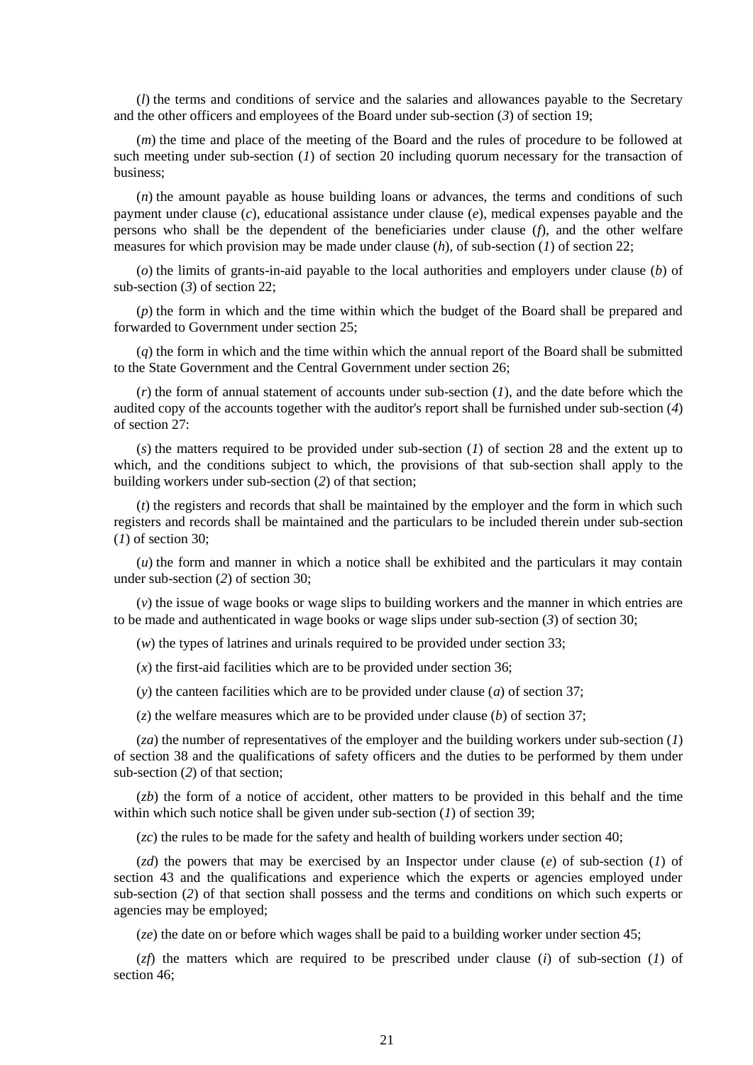(*l*) the terms and conditions of service and the salaries and allowances payable to the Secretary and the other officers and employees of the Board under sub-section (*3*) of section 19;

(*m*) the time and place of the meeting of the Board and the rules of procedure to be followed at such meeting under sub-section (*1*) of section 20 including quorum necessary for the transaction of business;

(*n*) the amount payable as house building loans or advances, the terms and conditions of such payment under clause (*c*), educational assistance under clause (*e*), medical expenses payable and the persons who shall be the dependent of the beneficiaries under clause (*f*), and the other welfare measures for which provision may be made under clause (*h*), of sub-section (*1*) of section 22;

(*o*) the limits of grants-in-aid payable to the local authorities and employers under clause (*b*) of sub-section (*3*) of section 22;

(*p*) the form in which and the time within which the budget of the Board shall be prepared and forwarded to Government under section 25;

(*q*) the form in which and the time within which the annual report of the Board shall be submitted to the State Government and the Central Government under section 26;

(*r*) the form of annual statement of accounts under sub-section (*1*), and the date before which the audited copy of the accounts together with the auditor's report shall be furnished under sub-section (*4*) of section 27:

(*s*) the matters required to be provided under sub-section (*1*) of section 28 and the extent up to which, and the conditions subject to which, the provisions of that sub-section shall apply to the building workers under sub-section (*2*) of that section;

(*t*) the registers and records that shall be maintained by the employer and the form in which such registers and records shall be maintained and the particulars to be included therein under sub-section (*1*) of section 30;

(*u*) the form and manner in which a notice shall be exhibited and the particulars it may contain under sub-section (*2*) of section 30;

(*v*) the issue of wage books or wage slips to building workers and the manner in which entries are to be made and authenticated in wage books or wage slips under sub-section (*3*) of section 30;

(*w*) the types of latrines and urinals required to be provided under section 33;

(*x*) the first-aid facilities which are to be provided under section 36;

(*y*) the canteen facilities which are to be provided under clause (*a*) of section 37;

(*z*) the welfare measures which are to be provided under clause (*b*) of section 37;

(*za*) the number of representatives of the employer and the building workers under sub-section (*1*) of section 38 and the qualifications of safety officers and the duties to be performed by them under sub-section (*2*) of that section;

(*zb*) the form of a notice of accident, other matters to be provided in this behalf and the time within which such notice shall be given under sub-section (*1*) of section 39;

(*zc*) the rules to be made for the safety and health of building workers under section 40;

(*zd*) the powers that may be exercised by an Inspector under clause (*e*) of sub-section (*1*) of section 43 and the qualifications and experience which the experts or agencies employed under sub-section (*2*) of that section shall possess and the terms and conditions on which such experts or agencies may be employed;

(*ze*) the date on or before which wages shall be paid to a building worker under section 45;

(*zf*) the matters which are required to be prescribed under clause (*i*) of sub-section (*1*) of section 46;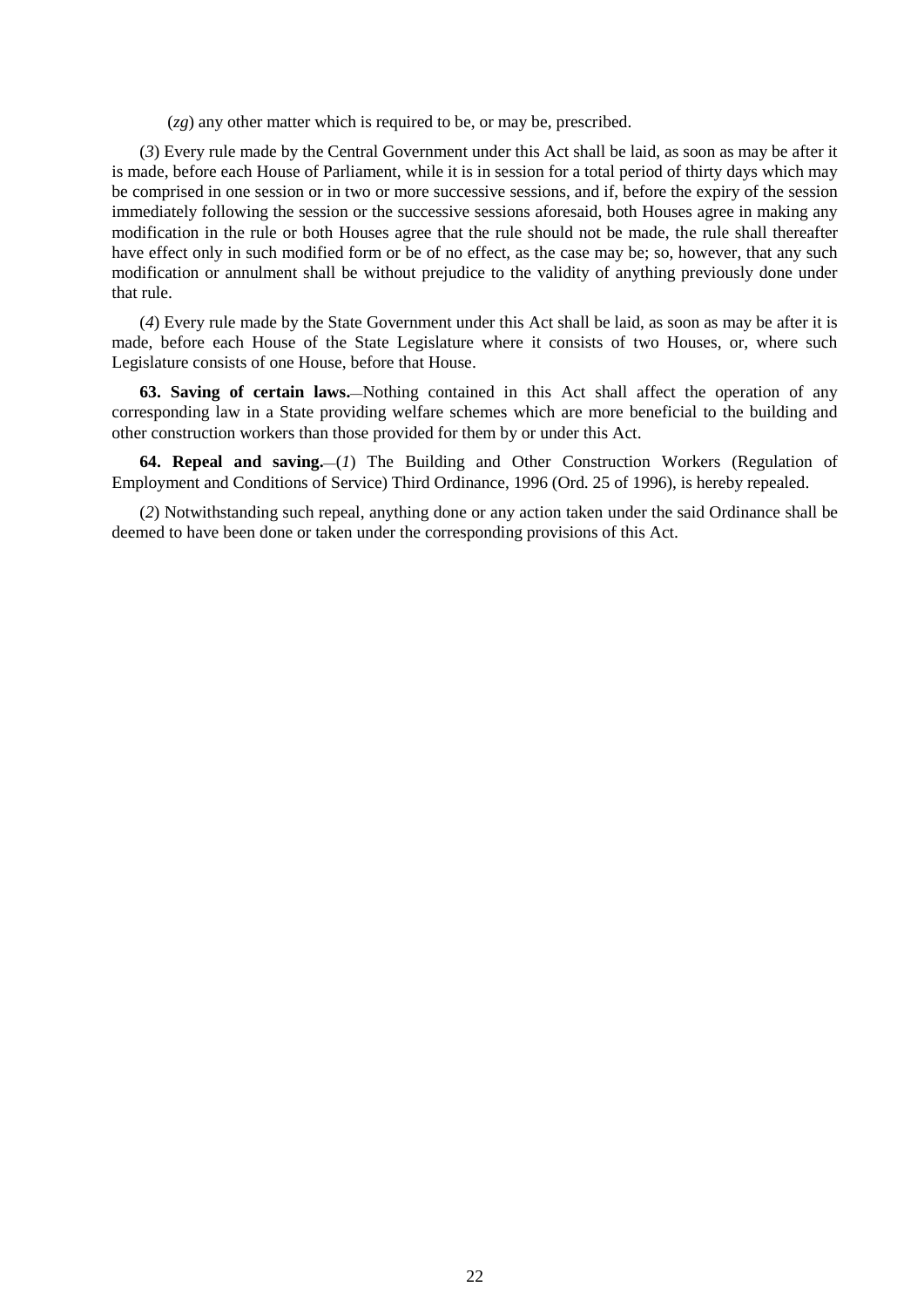(*zg*) any other matter which is required to be, or may be, prescribed.

(*3*) Every rule made by the Central Government under this Act shall be laid, as soon as may be after it is made, before each House of Parliament, while it is in session for a total period of thirty days which may be comprised in one session or in two or more successive sessions, and if, before the expiry of the session immediately following the session or the successive sessions aforesaid, both Houses agree in making any modification in the rule or both Houses agree that the rule should not be made, the rule shall thereafter have effect only in such modified form or be of no effect, as the case may be; so, however, that any such modification or annulment shall be without prejudice to the validity of anything previously done under that rule.

(*4*) Every rule made by the State Government under this Act shall be laid, as soon as may be after it is made, before each House of the State Legislature where it consists of two Houses, or, where such Legislature consists of one House, before that House.

**63. Saving of certain laws.**—Nothing contained in this Act shall affect the operation of any corresponding law in a State providing welfare schemes which are more beneficial to the building and other construction workers than those provided for them by or under this Act.

**64. Repeal and saving.**—(*1*) The Building and Other Construction Workers (Regulation of Employment and Conditions of Service) Third Ordinance, 1996 (Ord. 25 of 1996), is hereby repealed.

(*2*) Notwithstanding such repeal, anything done or any action taken under the said Ordinance shall be deemed to have been done or taken under the corresponding provisions of this Act.